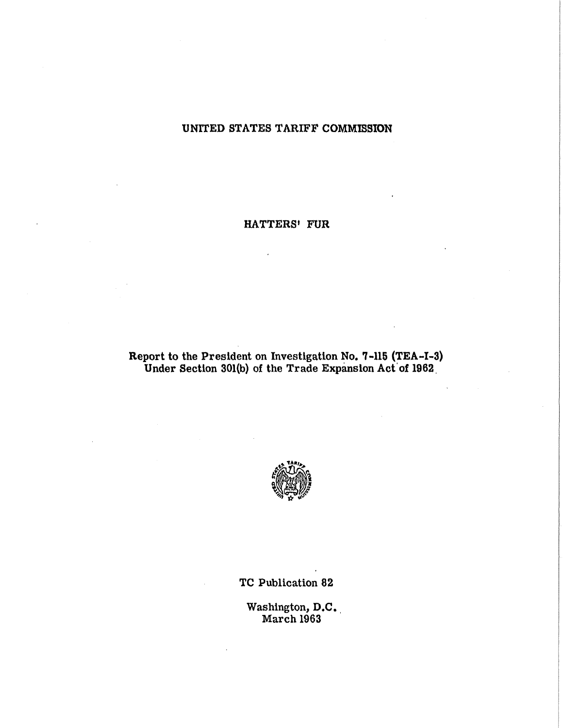# UNITED STATES TARIFF COMMISSION

## HATTERS' FUR

Report to the President on Investigation No. 7-115 (TEA-I-3)
Under Section 301(b) of the Trade Expansion Act of 1962

TC Publication 82

Washington, D.C.
March 1963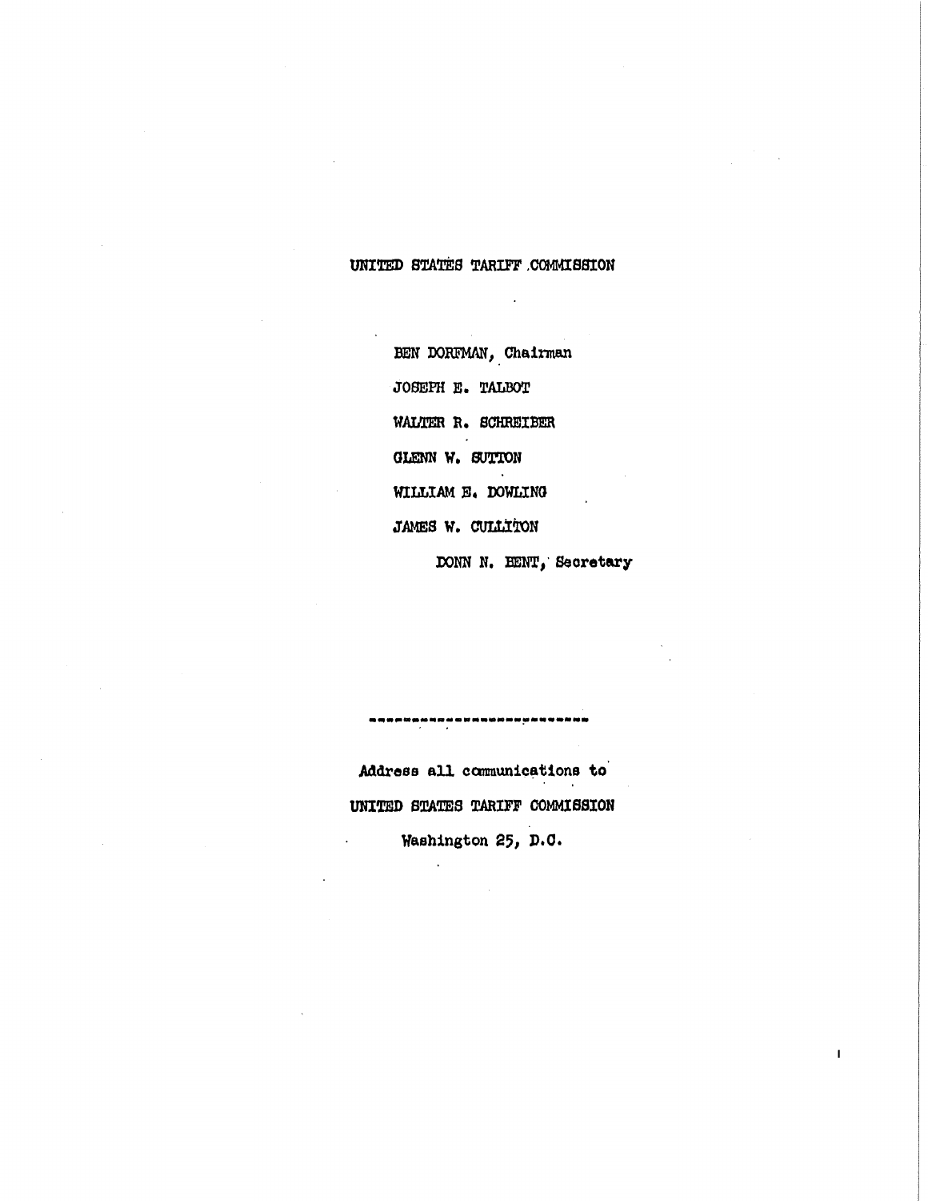UNITED STATES TARIFF COMMISSION

BEN DORFMAN, Chairman

JOSEPH E. TALBOT

WALTER R. SCHREIBER

GLENN W. SUTTON

WILLIAM E. DOWLING

JAMES W. CULLITON

DONN N. BENT, Secretary

---

Address all communications to

UNITED STATES TARIFF COMMISSION

Washington 25, D.C.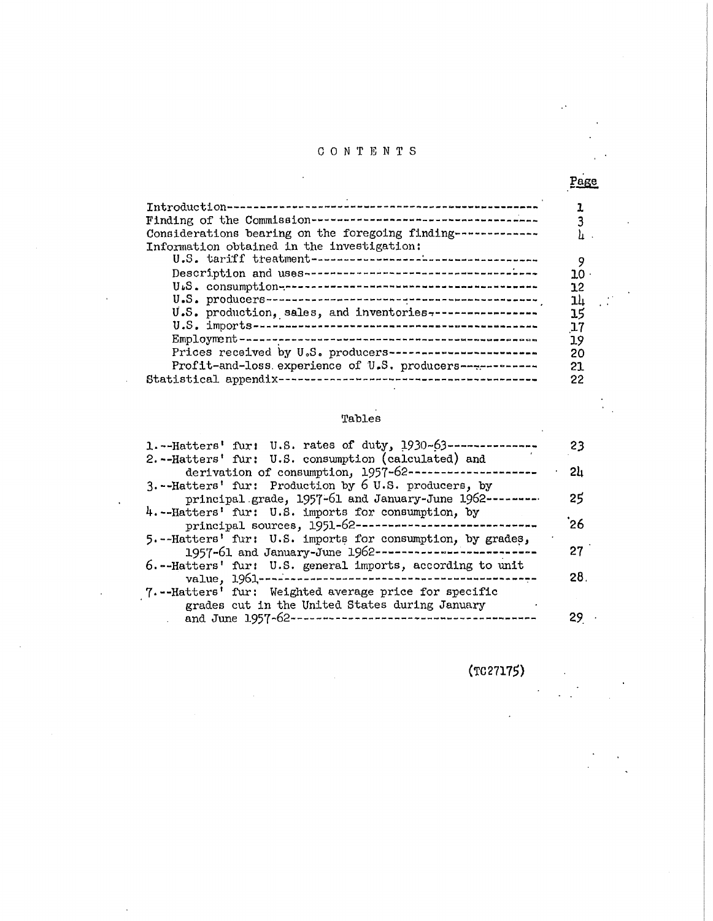# CONTENTS

| | Page |
|---|---|
| Introduction | 1 |
| Finding of the Commission | 3 |
| Considerations bearing on the foregoing finding | 4 |
| Information obtained in the investigation: | |
| U.S. tariff treatment | 9 |
| Description and uses | 10 |
| U.S. consumption | 12 |
| U.S. producers | 14 |
| U.S. production, sales, and inventories | 15 |
| U.S. imports | 17 |
| Employment | 19 |
| Prices received by U.S. producers | 20 |
| Profit-and-loss experience of U.S. producers | 21 |
| Statistical appendix | 22 |

## Tables

| | |
|---|---|
| 1.--Hatters' fur: U.S. rates of duty, 1930-63 | 23 |
| 2.--Hatters' fur: U.S. consumption (calculated) and derivation of consumption, 1957-62 | 24 |
| 3.--Hatters' fur: Production by 6 U.S. producers, by principal grade, 1957-61 and January-June 1962 | 25 |
| 4.--Hatters' fur: U.S. imports for consumption, by principal sources, 1951-62 | 26 |
| 5.--Hatters' fur: U.S. imports for consumption, by grades, 1957-61 and January-June 1962 | 27 |
| 6.--Hatters' fur: U.S. general imports, according to unit value, 1961 | 28 |
| 7.--Hatters' fur: Weighted average price for specific grades cut in the United States during January and June 1957-62 | 29 |

(TC27175)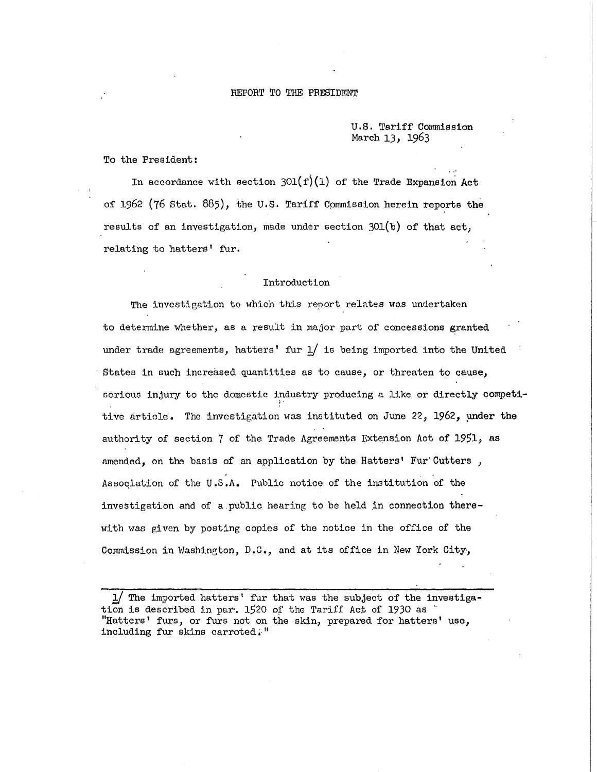# REPORT TO THE PRESIDENT

U.S. Tariff Commission
March 13, 1963

To the President:

In accordance with section 301(f)(1) of the Trade Expansion Act of 1962 (76 Stat. 885), the U.S. Tariff Commission herein reports the results of an investigation, made under section 301(b) of that act, relating to hatters' fur.

## Introduction

The investigation to which this report relates was undertaken to determine whether, as a result in major part of concessions granted under trade agreements, hatters' fur 1/ is being imported into the United States in such increased quantities as to cause, or threaten to cause, serious injury to the domestic industry producing a like or directly competitive article. The investigation was instituted on June 22, 1962, under the authority of section 7 of the Trade Agreements Extension Act of 1951, as amended, on the basis of an application by the Hatters' Fur Cutters Association of the U.S.A. Public notice of the institution of the investigation and of a public hearing to be held in connection therewith was given by posting copies of the notice in the office of the Commission in Washington, D.C., and at its office in New York City,

---

1/ The imported hatters' fur that was the subject of the investigation is described in par. 1520 of the Tariff Act of 1930 as "Hatters' furs, or furs not on the skin, prepared for hatters' use, including fur skins carroted."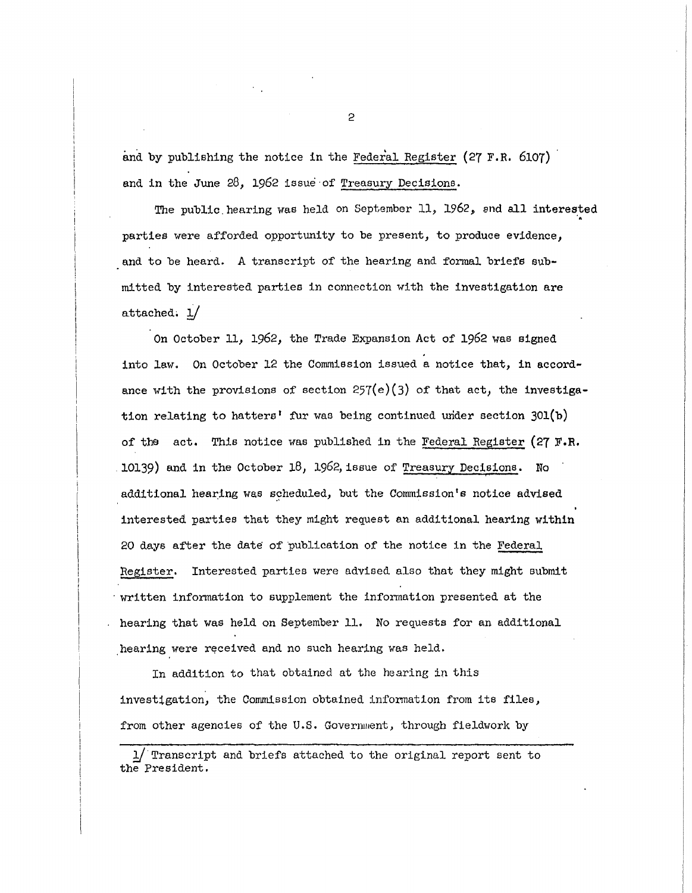and by publishing the notice in the Federal Register (27 F.R. 6107) and in the June 28, 1962 issue of Treasury Decisions.

The public hearing was held on September 11, 1962, and all interested parties were afforded opportunity to be present, to produce evidence, and to be heard. A transcript of the hearing and formal briefs submitted by interested parties in connection with the investigation are attached. 1/

On October 11, 1962, the Trade Expansion Act of 1962 was signed into law. On October 12 the Commission issued a notice that, in accordance with the provisions of section 257(e)(3) of that act, the investigation relating to hatters' fur was being continued under section 301(b) of the act. This notice was published in the Federal Register (27 F.R. 10139) and in the October 18, 1962, issue of Treasury Decisions. No additional hearing was scheduled, but the Commission's notice advised interested parties that they might request an additional hearing within 20 days after the date of publication of the notice in the Federal Register. Interested parties were advised also that they might submit written information to supplement the information presented at the hearing that was held on September 11. No requests for an additional hearing were received and no such hearing was held.

In addition to that obtained at the hearing in this investigation, the Commission obtained information from its files, from other agencies of the U.S. Government, through fieldwork by

---

1/ Transcript and briefs attached to the original report sent to the President.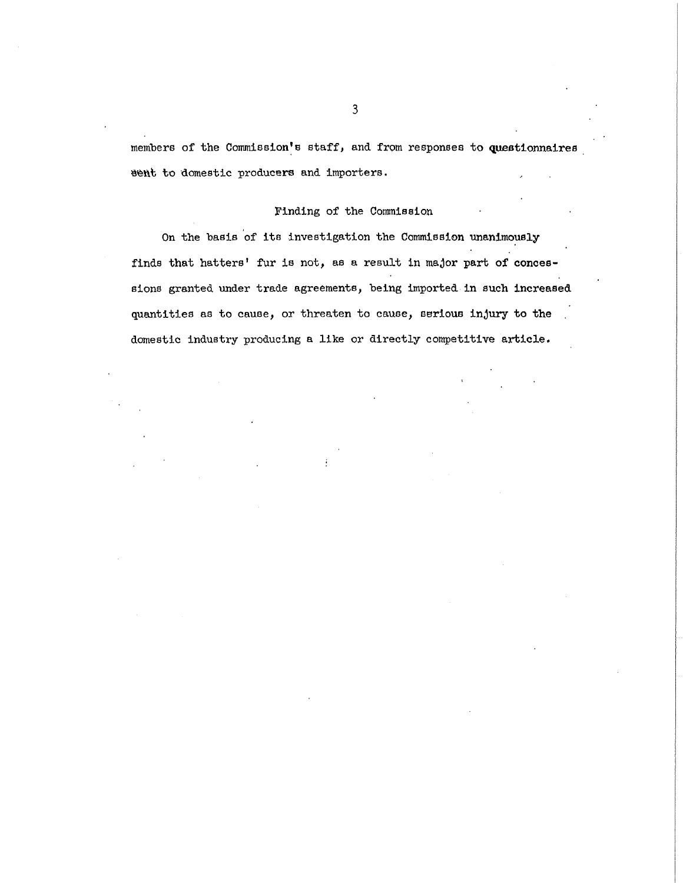members of the Commission's staff, and from responses to questionnaires sent to domestic producers and importers.

## Finding of the Commission

On the basis of its investigation the Commission unanimously finds that hatters' fur is not, as a result in major part of concessions granted under trade agreements, being imported in such increased quantities as to cause, or threaten to cause, serious injury to the domestic industry producing a like or directly competitive article.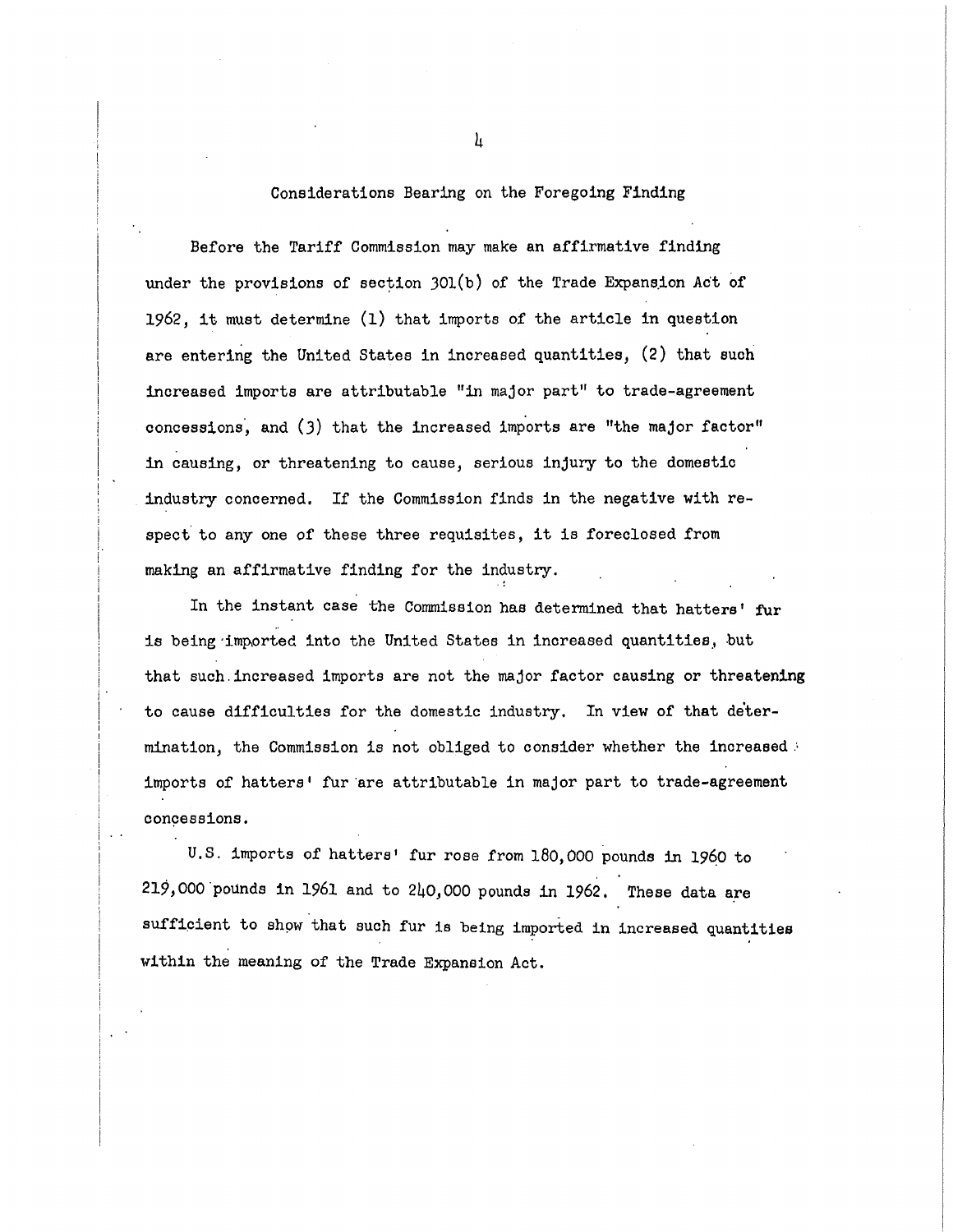## Considerations Bearing on the Foregoing Finding

Before the Tariff Commission may make an affirmative finding under the provisions of section 301(b) of the Trade Expansion Act of 1962, it must determine (1) that imports of the article in question are entering the United States in increased quantities, (2) that such increased imports are attributable "in major part" to trade-agreement concessions, and (3) that the increased imports are "the major factor" in causing, or threatening to cause, serious injury to the domestic industry concerned. If the Commission finds in the negative with respect to any one of these three requisites, it is foreclosed from making an affirmative finding for the industry.

In the instant case the Commission has determined that hatters' fur is being imported into the United States in increased quantities, but that such increased imports are not the major factor causing or threatening to cause difficulties for the domestic industry. In view of that determination, the Commission is not obliged to consider whether the increased imports of hatters' fur are attributable in major part to trade-agreement concessions.

U.S. imports of hatters' fur rose from 180,000 pounds in 1960 to 219,000 pounds in 1961 and to 240,000 pounds in 1962. These data are sufficient to show that such fur is being imported in increased quantities within the meaning of the Trade Expansion Act.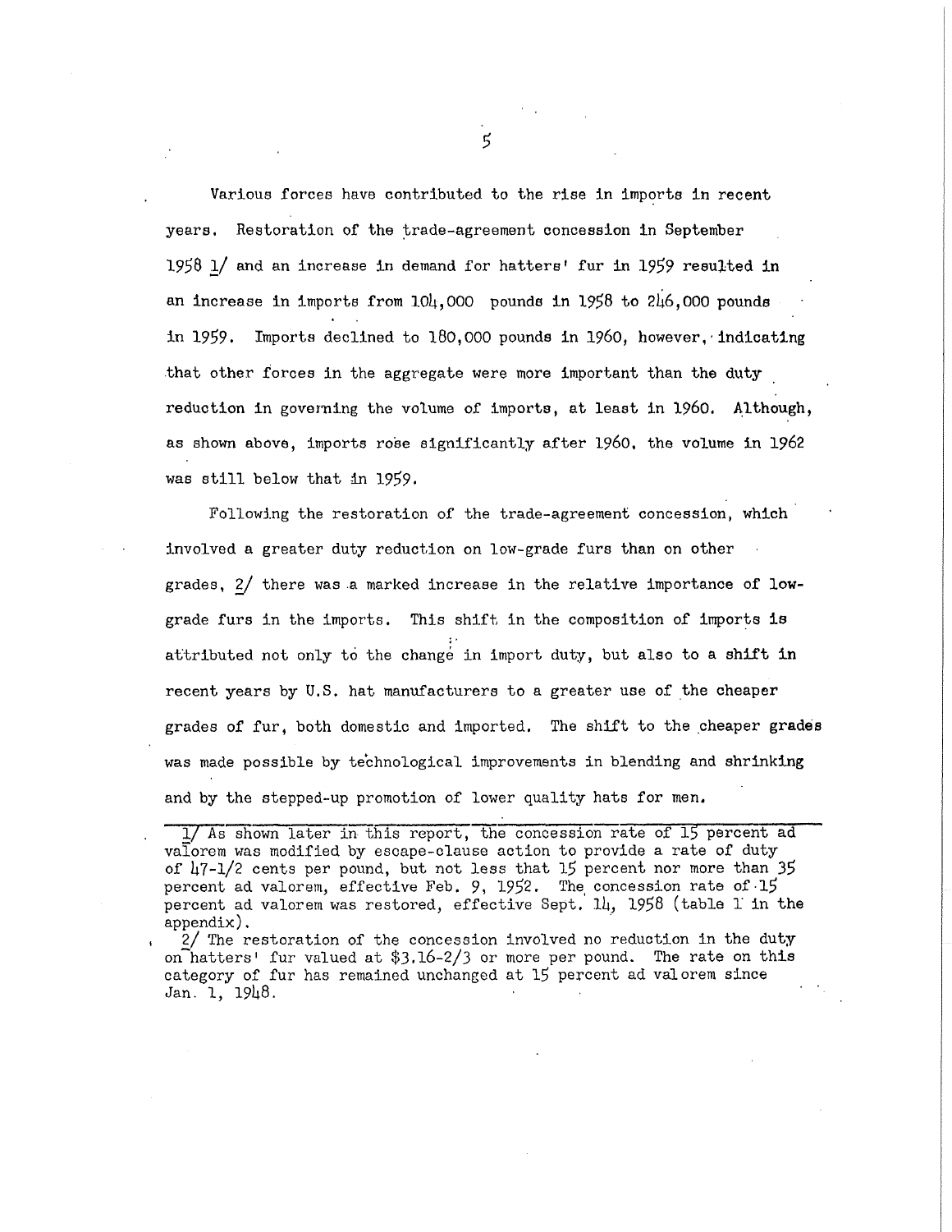Various forces have contributed to the rise in imports in recent years. Restoration of the trade-agreement concession in September 1958 1/ and an increase in demand for hatters' fur in 1959 resulted in an increase in imports from 104,000 pounds in 1958 to 246,000 pounds in 1959. Imports declined to 180,000 pounds in 1960, however, indicating that other forces in the aggregate were more important than the duty reduction in governing the volume of imports, at least in 1960. Although, as shown above, imports rose significantly after 1960, the volume in 1962 was still below that in 1959.

Following the restoration of the trade-agreement concession, which involved a greater duty reduction on low-grade furs than on other grades, 2/ there was a marked increase in the relative importance of low-grade furs in the imports. This shift in the composition of imports is attributed not only to the change in import duty, but also to a shift in recent years by U.S. hat manufacturers to a greater use of the cheaper grades of fur, both domestic and imported. The shift to the cheaper grades was made possible by technological improvements in blending and shrinking and by the stepped-up promotion of lower quality hats for men.

---

1/ As shown later in this report, the concession rate of 15 percent ad valorem was modified by escape-clause action to provide a rate of duty of 47-1/2 cents per pound, but not less that 15 percent nor more than 35 percent ad valorem, effective Feb. 9, 1952. The concession rate of 15 percent ad valorem was restored, effective Sept. 14, 1958 (table 1 in the appendix).

2/ The restoration of the concession involved no reduction in the duty on hatters' fur valued at $3.16-2/3 or more per pound. The rate on this category of fur has remained unchanged at 15 percent ad valorem since Jan. 1, 1948.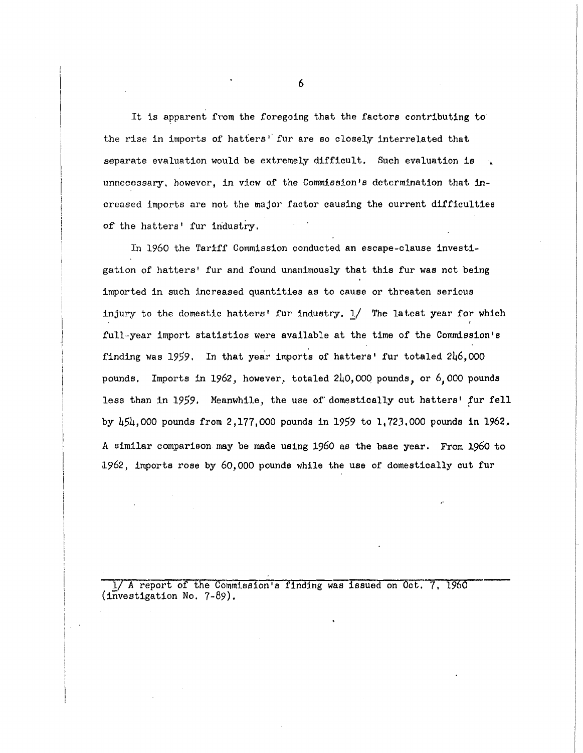It is apparent from the foregoing that the factors contributing to the rise in imports of hatters' fur are so closely interrelated that separate evaluation would be extremely difficult. Such evaluation is unnecessary, however, in view of the Commission's determination that increased imports are not the major factor causing the current difficulties of the hatters' fur industry.

In 1960 the Tariff Commission conducted an escape-clause investigation of hatters' fur and found unanimously that this fur was not being imported in such increased quantities as to cause or threaten serious injury to the domestic hatters' fur industry. 1/ The latest year for which full-year import statistics were available at the time of the Commission's finding was 1959. In that year imports of hatters' fur totaled 246,000 pounds. Imports in 1962, however, totaled 240,000 pounds, or 6,000 pounds less than in 1959. Meanwhile, the use of domestically cut hatters' fur fell by 454,000 pounds from 2,177,000 pounds in 1959 to 1,723,000 pounds in 1962. A similar comparison may be made using 1960 as the base year. From 1960 to 1962, imports rose by 60,000 pounds while the use of domestically cut fur

---

1/ A report of the Commission's finding was issued on Oct. 7, 1960 (investigation No. 7-89).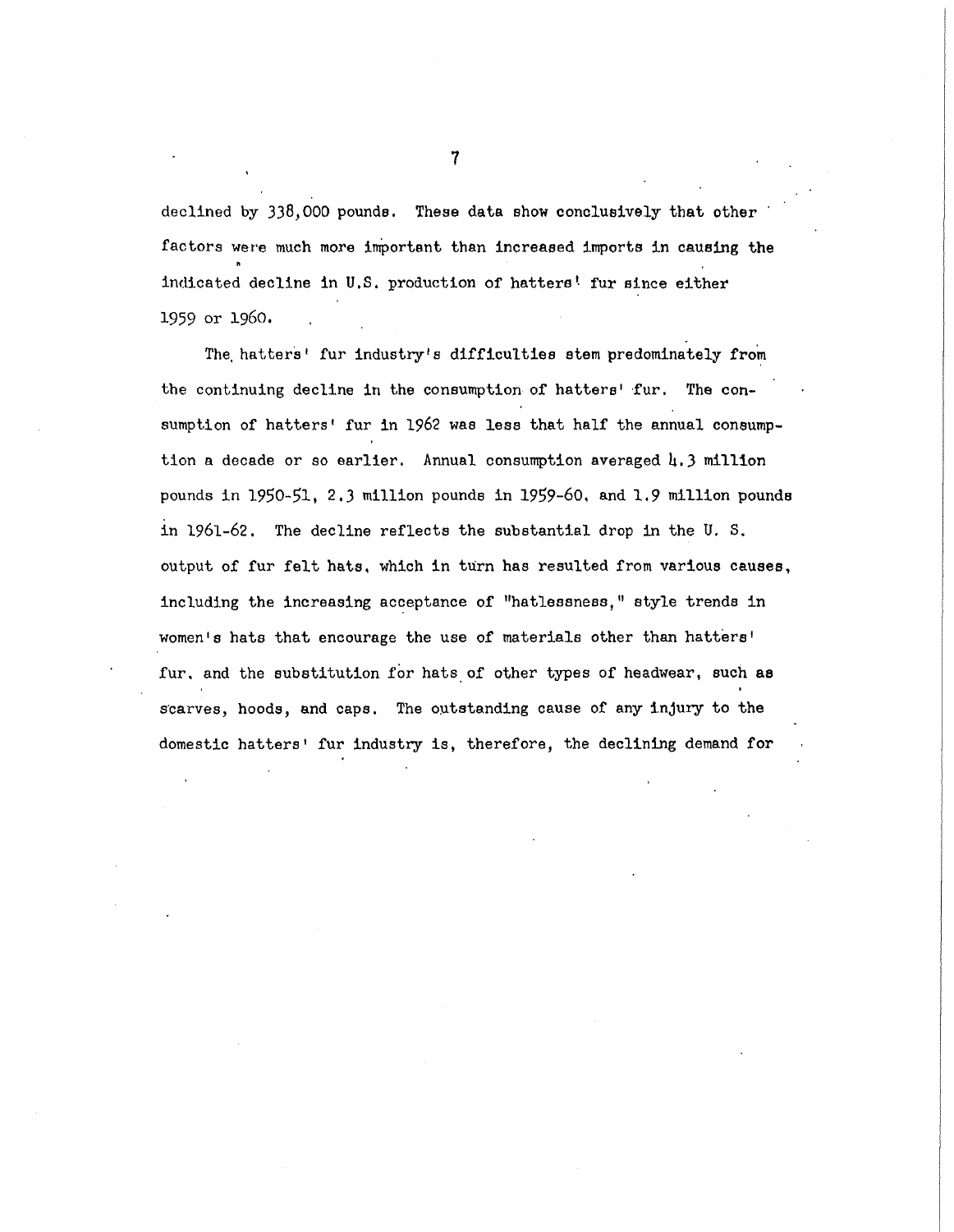declined by 338,000 pounds. These data show conclusively that other factors were much more important than increased imports in causing the indicated decline in U.S. production of hatters' fur since either 1959 or 1960.

The hatters' fur industry's difficulties stem predominately from the continuing decline in the consumption of hatters' fur. The consumption of hatters' fur in 1962 was less that half the annual consumption a decade or so earlier. Annual consumption averaged 4.3 million pounds in 1950-51, 2.3 million pounds in 1959-60, and 1.9 million pounds in 1961-62. The decline reflects the substantial drop in the U. S. output of fur felt hats, which in turn has resulted from various causes, including the increasing acceptance of "hatlessness," style trends in women's hats that encourage the use of materials other than hatters' fur, and the substitution for hats of other types of headwear, such as scarves, hoods, and caps. The outstanding cause of any injury to the domestic hatters' fur industry is, therefore, the declining demand for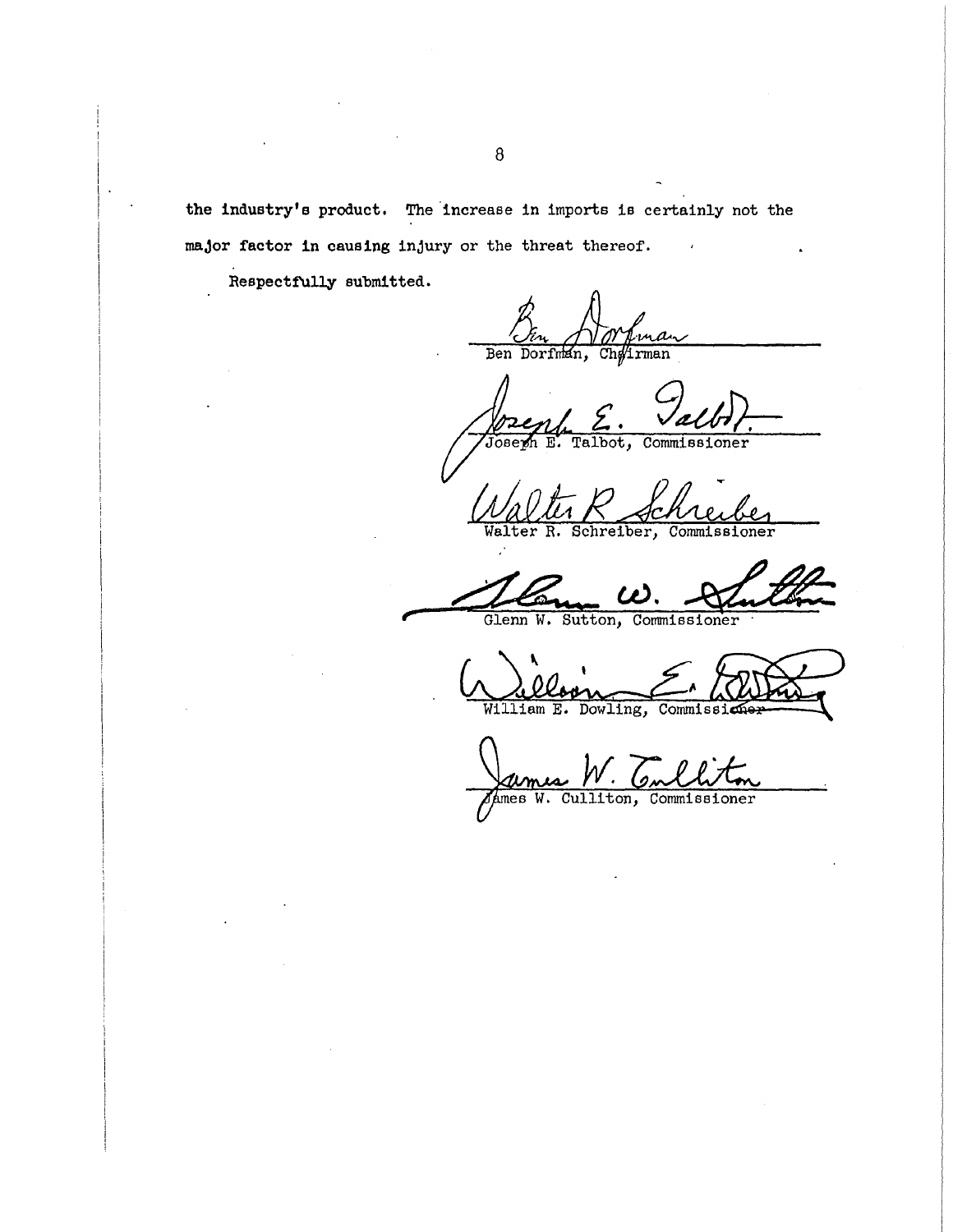the industry's product. The increase in imports is certainly not the major factor in causing injury or the threat thereof.

Respectfully submitted.

Ben Dorfman, Chairman

Joseph E. Talbot, Commissioner

Walter R. Schreiber, Commissioner

Glenn W. Sutton, Commissioner

William E. Dowling, Commissioner

James W. Culliton, Commissioner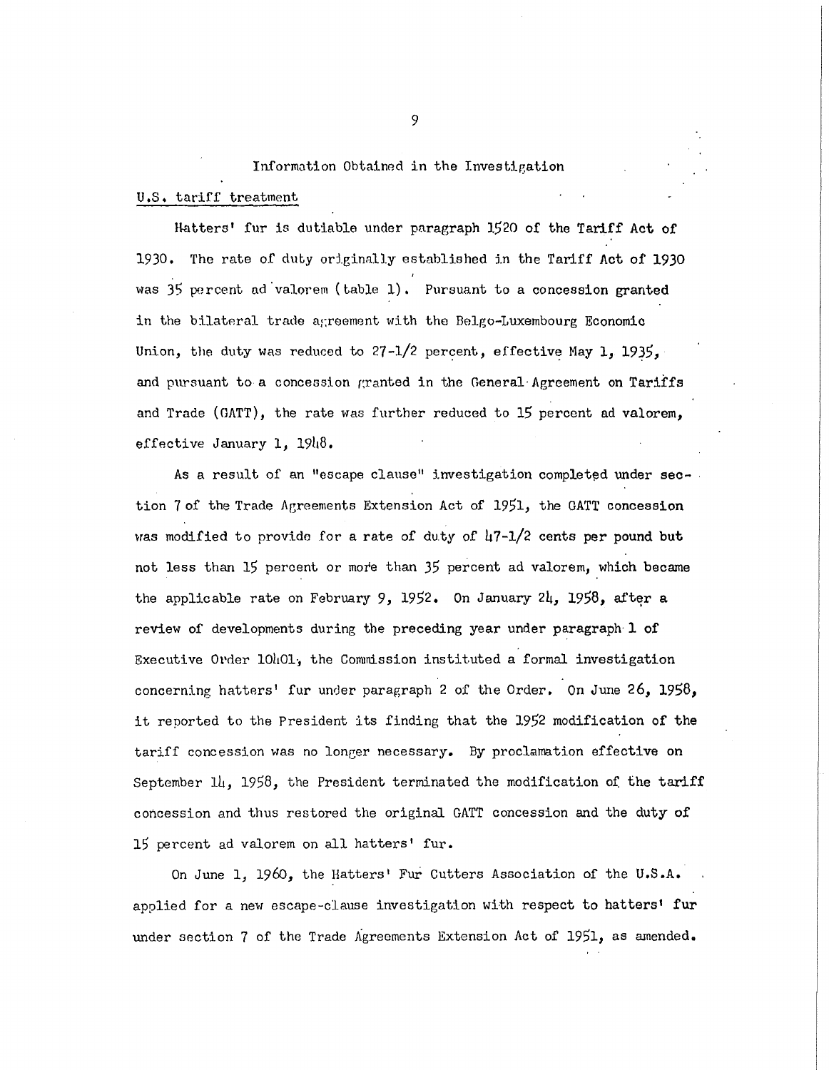## Information Obtained in the Investigation

### U.S. tariff treatment

Hatters' fur is dutiable under paragraph 1520 of the Tariff Act of 1930. The rate of duty originally established in the Tariff Act of 1930 was 35 percent ad valorem (table 1). Pursuant to a concession granted in the bilateral trade agreement with the Belgo-Luxembourg Economic Union, the duty was reduced to 27-1/2 percent, effective May 1, 1935, and pursuant to a concession granted in the General Agreement on Tariffs and Trade (GATT), the rate was further reduced to 15 percent ad valorem, effective January 1, 1948.

As a result of an "escape clause" investigation completed under section 7 of the Trade Agreements Extension Act of 1951, the GATT concession was modified to provide for a rate of duty of 47-1/2 cents per pound but not less than 15 percent or more than 35 percent ad valorem, which became the applicable rate on February 9, 1952. On January 24, 1958, after a review of developments during the preceding year under paragraph 1 of Executive Order 10401, the Commission instituted a formal investigation concerning hatters' fur under paragraph 2 of the Order. On June 26, 1958, it reported to the President its finding that the 1952 modification of the tariff concession was no longer necessary. By proclamation effective on September 14, 1958, the President terminated the modification of the tariff concession and thus restored the original GATT concession and the duty of 15 percent ad valorem on all hatters' fur.

On June 1, 1960, the Hatters' Fur Cutters Association of the U.S.A. applied for a new escape-clause investigation with respect to hatters' fur under section 7 of the Trade Agreements Extension Act of 1951, as amended.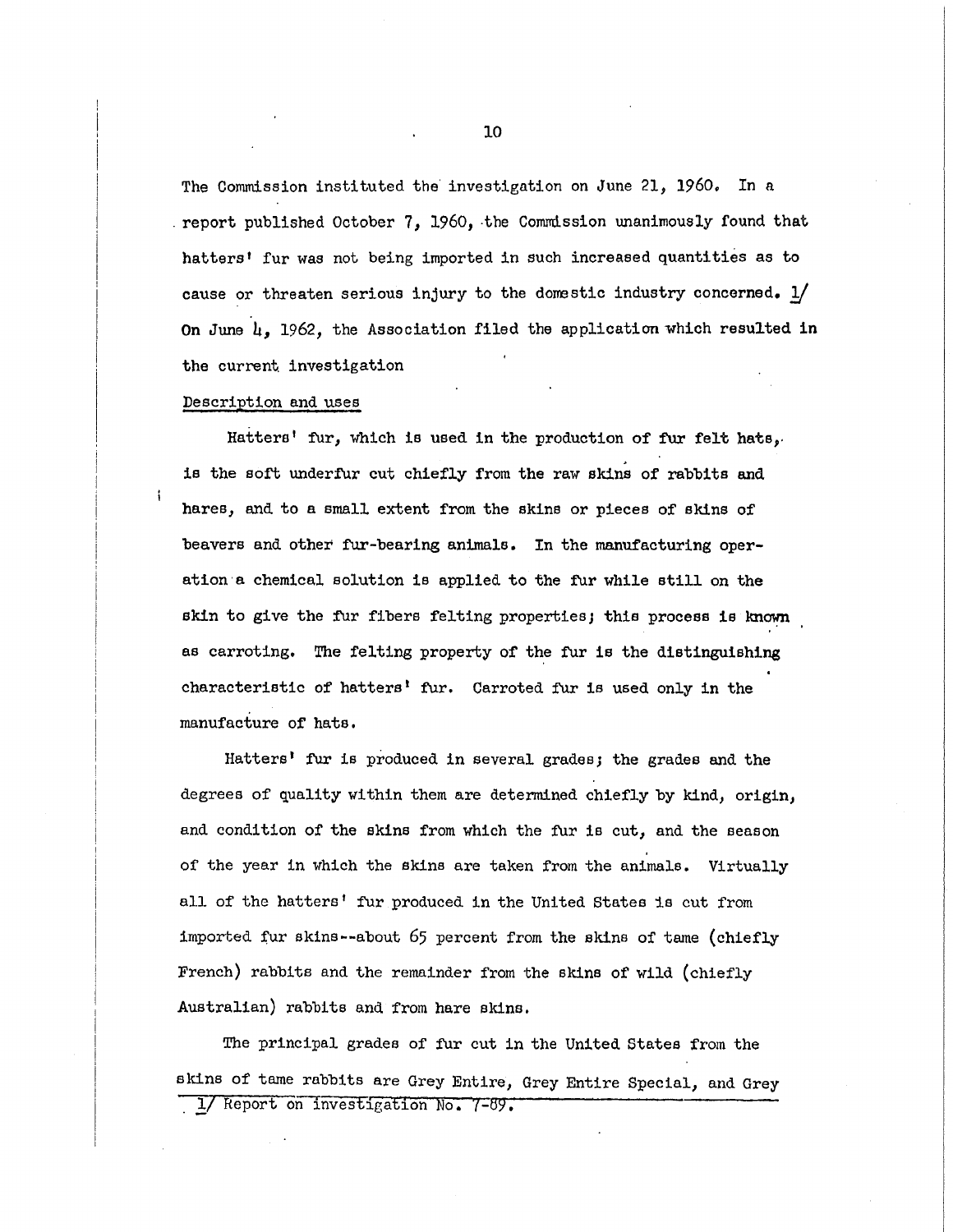The Commission instituted the investigation on June 21, 1960. In a report published October 7, 1960, the Commission unanimously found that hatters' fur was not being imported in such increased quantities as to cause or threaten serious injury to the domestic industry concerned. 1/ On June 4, 1962, the Association filed the application which resulted in the current investigation

Description and uses

Hatters' fur, which is used in the production of fur felt hats, is the soft underfur cut chiefly from the raw skins of rabbits and hares, and to a small extent from the skins or pieces of skins of beavers and other fur-bearing animals. In the manufacturing operation a chemical solution is applied to the fur while still on the skin to give the fur fibers felting properties; this process is known as carroting. The felting property of the fur is the distinguishing characteristic of hatters' fur. Carroted fur is used only in the manufacture of hats.

Hatters' fur is produced in several grades; the grades and the degrees of quality within them are determined chiefly by kind, origin, and condition of the skins from which the fur is cut, and the season of the year in which the skins are taken from the animals. Virtually all of the hatters' fur produced in the United States is cut from imported fur skins--about 65 percent from the skins of tame (chiefly French) rabbits and the remainder from the skins of wild (chiefly Australian) rabbits and from hare skins.

The principal grades of fur cut in the United States from the skins of tame rabbits are Grey Entire, Grey Entire Special, and Grey

1/ Report on investigation No. 7-89.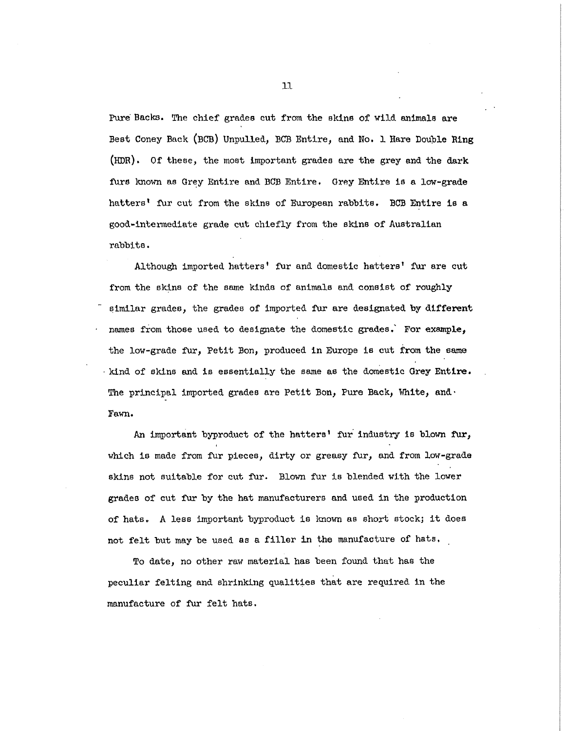Pure Backs. The chief grades cut from the skins of wild animals are Best Coney Back (BCB) Unpulled, BCB Entire, and No. 1 Hare Double Ring (HDR). Of these, the most important grades are the grey and the dark furs known as Grey Entire and BCB Entire. Grey Entire is a low-grade hatters' fur cut from the skins of European rabbits. BCB Entire is a good-intermediate grade cut chiefly from the skins of Australian rabbits.

Although imported hatters' fur and domestic hatters' fur are cut from the skins of the same kinds of animals and consist of roughly similar grades, the grades of imported fur are designated by different names from those used to designate the domestic grades. For example, the low-grade fur, Petit Bon, produced in Europe is cut from the same kind of skins and is essentially the same as the domestic Grey Entire. The principal imported grades are Petit Bon, Pure Back, White, and Fawn.

An important byproduct of the hatters' fur industry is blown fur, which is made from fur pieces, dirty or greasy fur, and from low-grade skins not suitable for cut fur. Blown fur is blended with the lower grades of cut fur by the hat manufacturers and used in the production of hats. A less important byproduct is known as short stock; it does not felt but may be used as a filler in the manufacture of hats.

To date, no other raw material has been found that has the peculiar felting and shrinking qualities that are required in the manufacture of fur felt hats.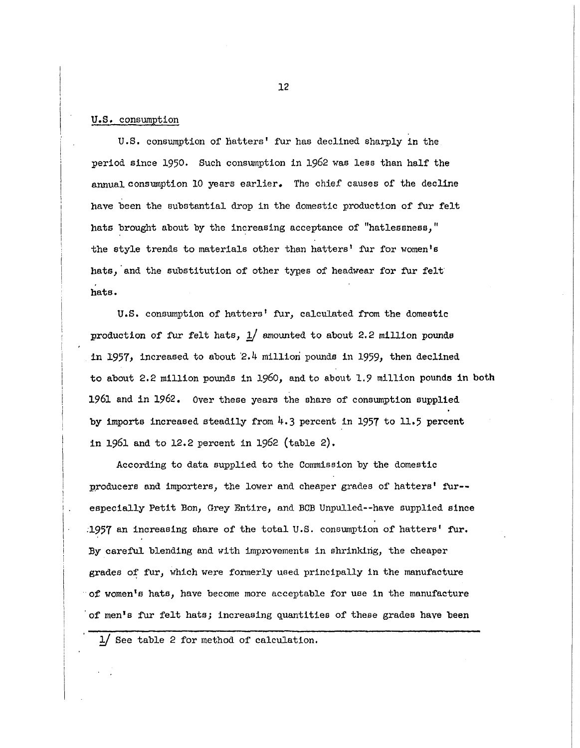U.S. consumption

U.S. consumption of hatters' fur has declined sharply in the period since 1950. Such consumption in 1962 was less than half the annual consumption 10 years earlier. The chief causes of the decline have been the substantial drop in the domestic production of fur felt hats brought about by the increasing acceptance of "hatlessness," the style trends to materials other than hatters' fur for women's hats, and the substitution of other types of headwear for fur felt hats.

U.S. consumption of hatters' fur, calculated from the domestic production of fur felt hats, 1/ amounted to about 2.2 million pounds in 1957, increased to about 2.4 million pounds in 1959, then declined to about 2.2 million pounds in 1960, and to about 1.9 million pounds in both 1961 and in 1962. Over these years the share of consumption supplied by imports increased steadily from 4.3 percent in 1957 to 11.5 percent in 1961 and to 12.2 percent in 1962 (table 2).

According to data supplied to the Commission by the domestic producers and importers, the lower and cheaper grades of hatters' fur--especially Petit Bon, Grey Entire, and BCB Unpulled--have supplied since 1957 an increasing share of the total U.S. consumption of hatters' fur. By careful blending and with improvements in shrinking, the cheaper grades of fur, which were formerly used principally in the manufacture of women's hats, have become more acceptable for use in the manufacture of men's fur felt hats; increasing quantities of these grades have been

1/ See table 2 for method of calculation.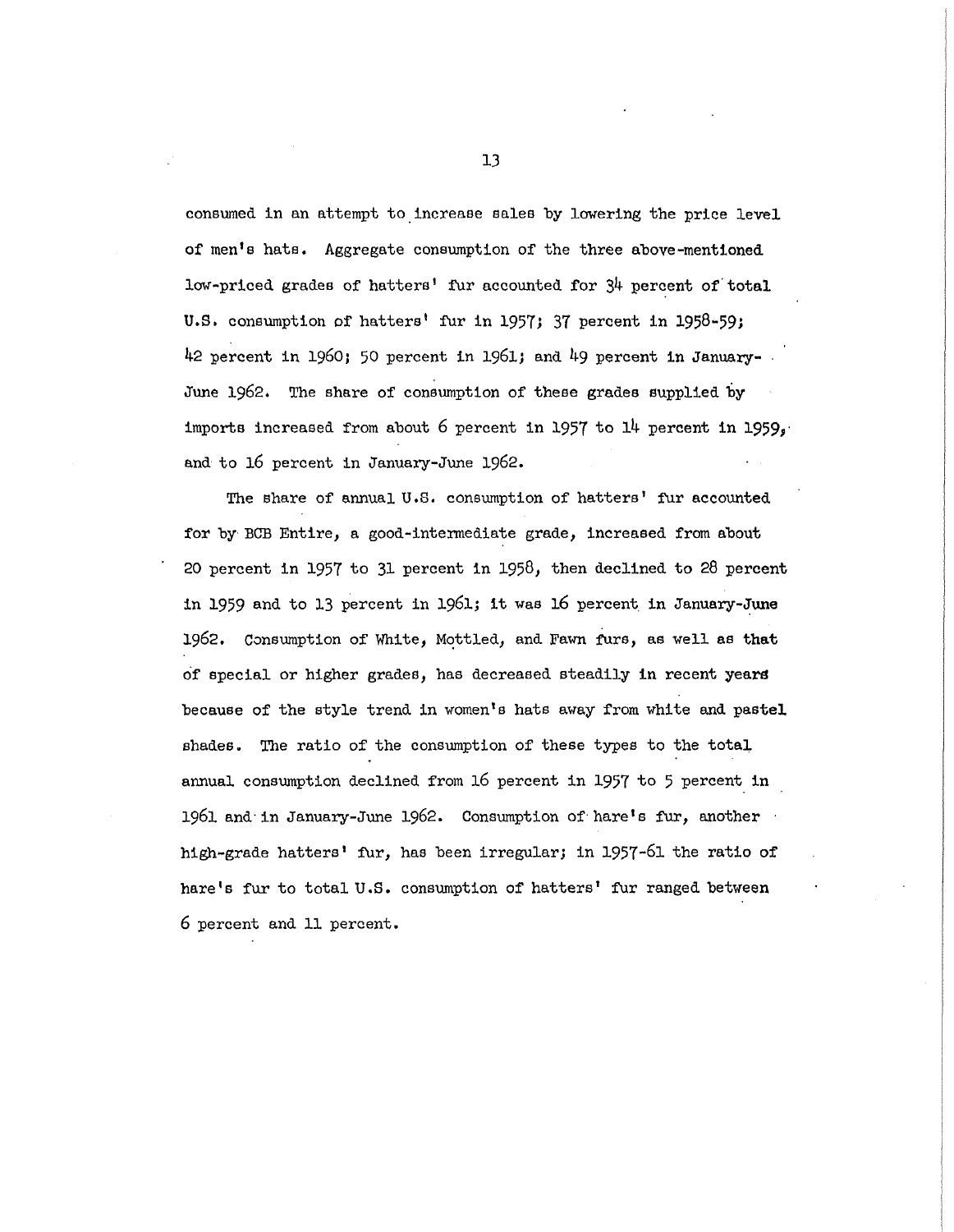consumed in an attempt to increase sales by lowering the price level of men's hats. Aggregate consumption of the three above-mentioned low-priced grades of hatters' fur accounted for 34 percent of total U.S. consumption of hatters' fur in 1957; 37 percent in 1958-59; 42 percent in 1960; 50 percent in 1961; and 49 percent in January-June 1962. The share of consumption of these grades supplied by imports increased from about 6 percent in 1957 to 14 percent in 1959, and to 16 percent in January-June 1962.

The share of annual U.S. consumption of hatters' fur accounted for by BCB Entire, a good-intermediate grade, increased from about 20 percent in 1957 to 31 percent in 1958, then declined to 28 percent in 1959 and to 13 percent in 1961; it was 16 percent in January-June 1962. Consumption of White, Mottled, and Fawn furs, as well as that of special or higher grades, has decreased steadily in recent years because of the style trend in women's hats away from white and pastel shades. The ratio of the consumption of these types to the total annual consumption declined from 16 percent in 1957 to 5 percent in 1961 and in January-June 1962. Consumption of hare's fur, another high-grade hatters' fur, has been irregular; in 1957-61 the ratio of hare's fur to total U.S. consumption of hatters' fur ranged between 6 percent and 11 percent.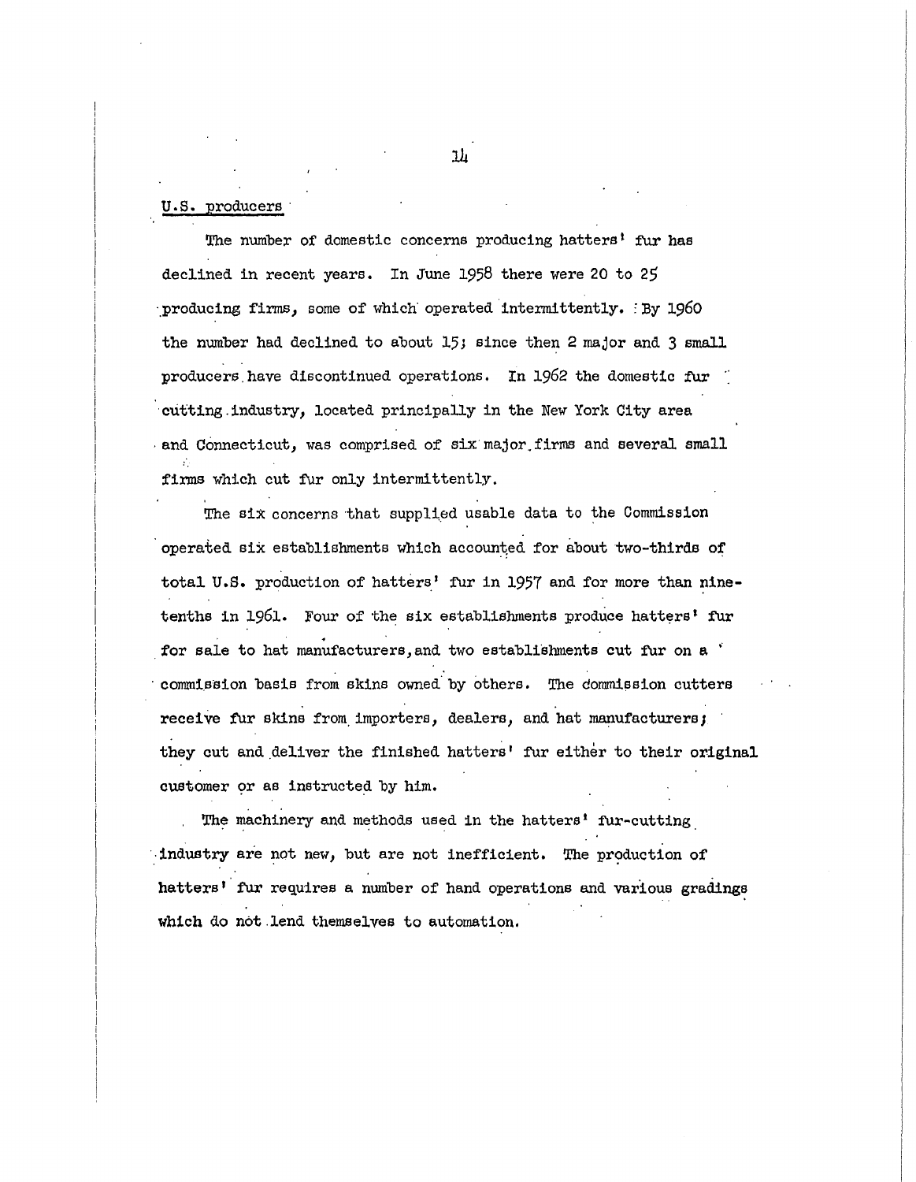## U.S. producers

The number of domestic concerns producing hatters' fur has declined in recent years. In June 1958 there were 20 to 25 producing firms, some of which operated intermittently. By 1960 the number had declined to about 15; since then 2 major and 3 small producers have discontinued operations. In 1962 the domestic fur cutting industry, located principally in the New York City area and Connecticut, was comprised of six major firms and several small firms which cut fur only intermittently.

The six concerns that supplied usable data to the Commission operated six establishments which accounted for about two-thirds of total U.S. production of hatters' fur in 1957 and for more than nine-tenths in 1961. Four of the six establishments produce hatters' fur for sale to hat manufacturers, and two establishments cut fur on a commission basis from skins owned by others. The commission cutters receive fur skins from importers, dealers, and hat manufacturers; they cut and deliver the finished hatters' fur either to their original customer or as instructed by him.

The machinery and methods used in the hatters' fur-cutting industry are not new, but are not inefficient. The production of hatters' fur requires a number of hand operations and various gradings which do not lend themselves to automation.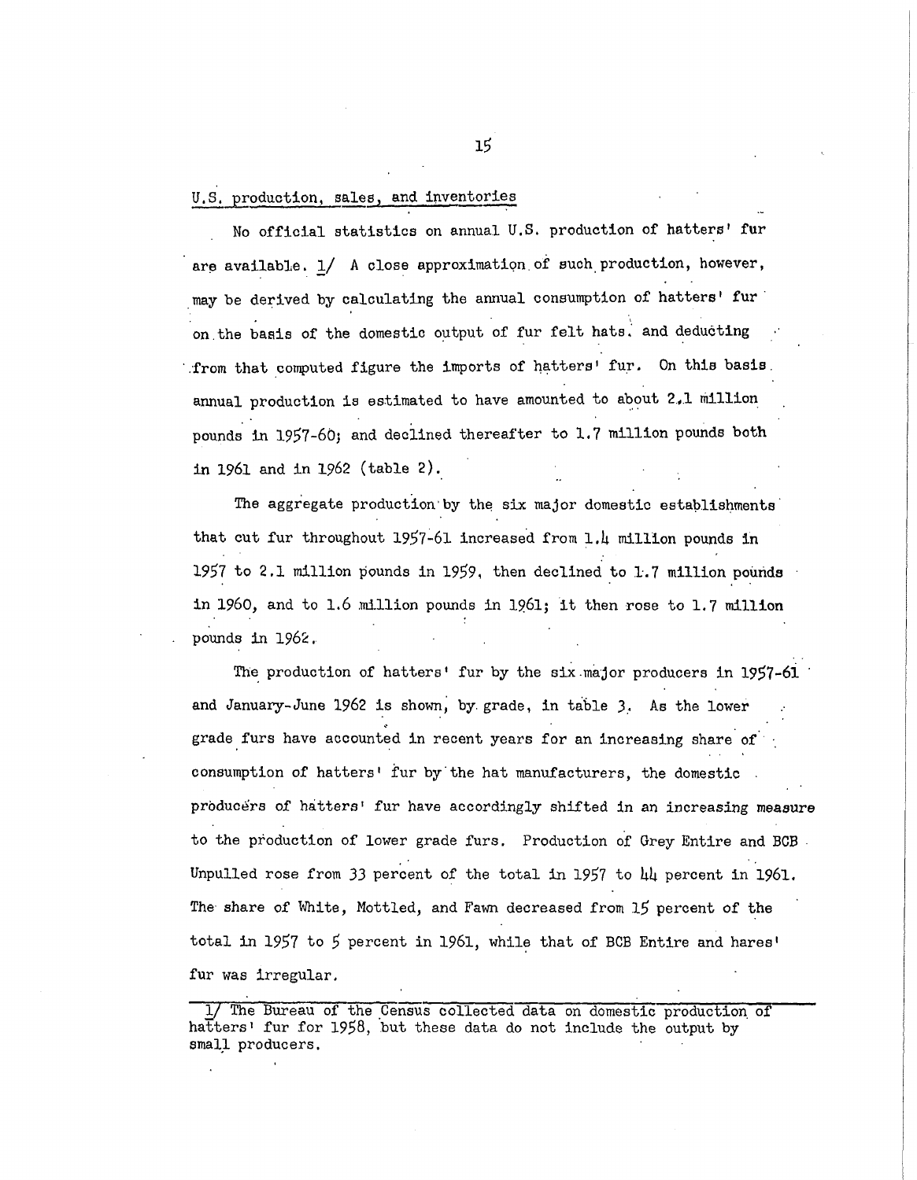## U.S. production, sales, and inventories

No official statistics on annual U.S. production of hatters' fur are available. 1/ A close approximation of such production, however, may be derived by calculating the annual consumption of hatters' fur on the basis of the domestic output of fur felt hats, and deducting from that computed figure the imports of hatters' fur. On this basis annual production is estimated to have amounted to about 2.1 million pounds in 1957-60; and declined thereafter to 1.7 million pounds both in 1961 and in 1962 (table 2).

The aggregate production by the six major domestic establishments that cut fur throughout 1957-61 increased from 1.4 million pounds in 1957 to 2.1 million pounds in 1959, then declined to 1.7 million pounds in 1960, and to 1.6 million pounds in 1961; it then rose to 1.7 million pounds in 1962.

The production of hatters' fur by the six major producers in 1957-61 and January-June 1962 is shown, by grade, in table 3. As the lower grade furs have accounted in recent years for an increasing share of consumption of hatters' fur by the hat manufacturers, the domestic producers of hatters' fur have accordingly shifted in an increasing measure to the production of lower grade furs. Production of Grey Entire and BCB Unpulled rose from 33 percent of the total in 1957 to 44 percent in 1961. The share of White, Mottled, and Fawn decreased from 15 percent of the total in 1957 to 5 percent in 1961, while that of BCB Entire and hares' fur was irregular.

---

1/ The Bureau of the Census collected data on domestic production of hatters' fur for 1958, but these data do not include the output by small producers.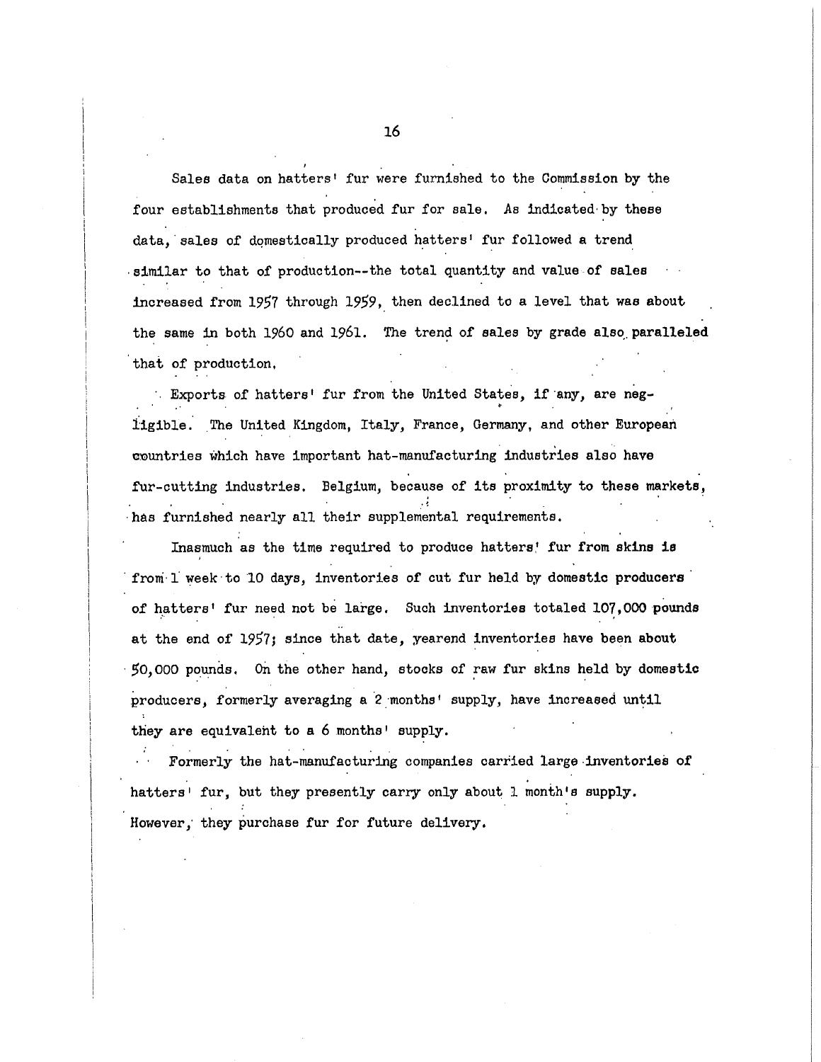Sales data on hatters' fur were furnished to the Commission by the four establishments that produced fur for sale. As indicated by these data, sales of domestically produced hatters' fur followed a trend similar to that of production--the total quantity and value of sales increased from 1957 through 1959, then declined to a level that was about the same in both 1960 and 1961. The trend of sales by grade also paralleled that of production.

Exports of hatters' fur from the United States, if any, are negligible. The United Kingdom, Italy, France, Germany, and other European countries which have important hat-manufacturing industries also have fur-cutting industries. Belgium, because of its proximity to these markets, has furnished nearly all their supplemental requirements.

Inasmuch as the time required to produce hatters' fur from skins is from 1 week to 10 days, inventories of cut fur held by domestic producers of hatters' fur need not be large. Such inventories totaled 107,000 pounds at the end of 1957; since that date, yearend inventories have been about 50,000 pounds. On the other hand, stocks of raw fur skins held by domestic producers, formerly averaging a 2 months' supply, have increased until they are equivalent to a 6 months' supply.

Formerly the hat-manufacturing companies carried large inventories of hatters' fur, but they presently carry only about 1 month's supply. However, they purchase fur for future delivery.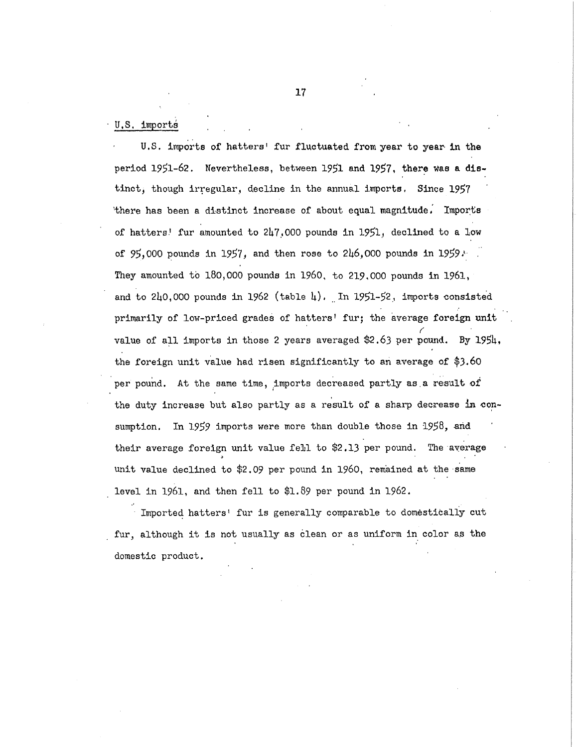U.S. imports

U.S. imports of hatters' fur fluctuated from year to year in the period 1951-62. Nevertheless, between 1951 and 1957, there was a distinct, though irregular, decline in the annual imports. Since 1957 there has been a distinct increase of about equal magnitude. Imports of hatters' fur amounted to 247,000 pounds in 1951, declined to a low of 95,000 pounds in 1957, and then rose to 246,000 pounds in 1959. They amounted to 180,000 pounds in 1960, to 219,000 pounds in 1961, and to 240,000 pounds in 1962 (table 4). In 1951-52, imports consisted primarily of low-priced grades of hatters' fur; the average foreign unit value of all imports in those 2 years averaged $2.63 per pound. By 1954, the foreign unit value had risen significantly to an average of $3.60 per pound. At the same time, imports decreased partly as a result of the duty increase but also partly as a result of a sharp decrease in consumption. In 1959 imports were more than double those in 1958, and their average foreign unit value fell to $2.13 per pound. The average unit value declined to $2.09 per pound in 1960, remained at the same level in 1961, and then fell to $1.89 per pound in 1962.

Imported hatters' fur is generally comparable to domestically cut fur, although it is not usually as clean or as uniform in color as the domestic product.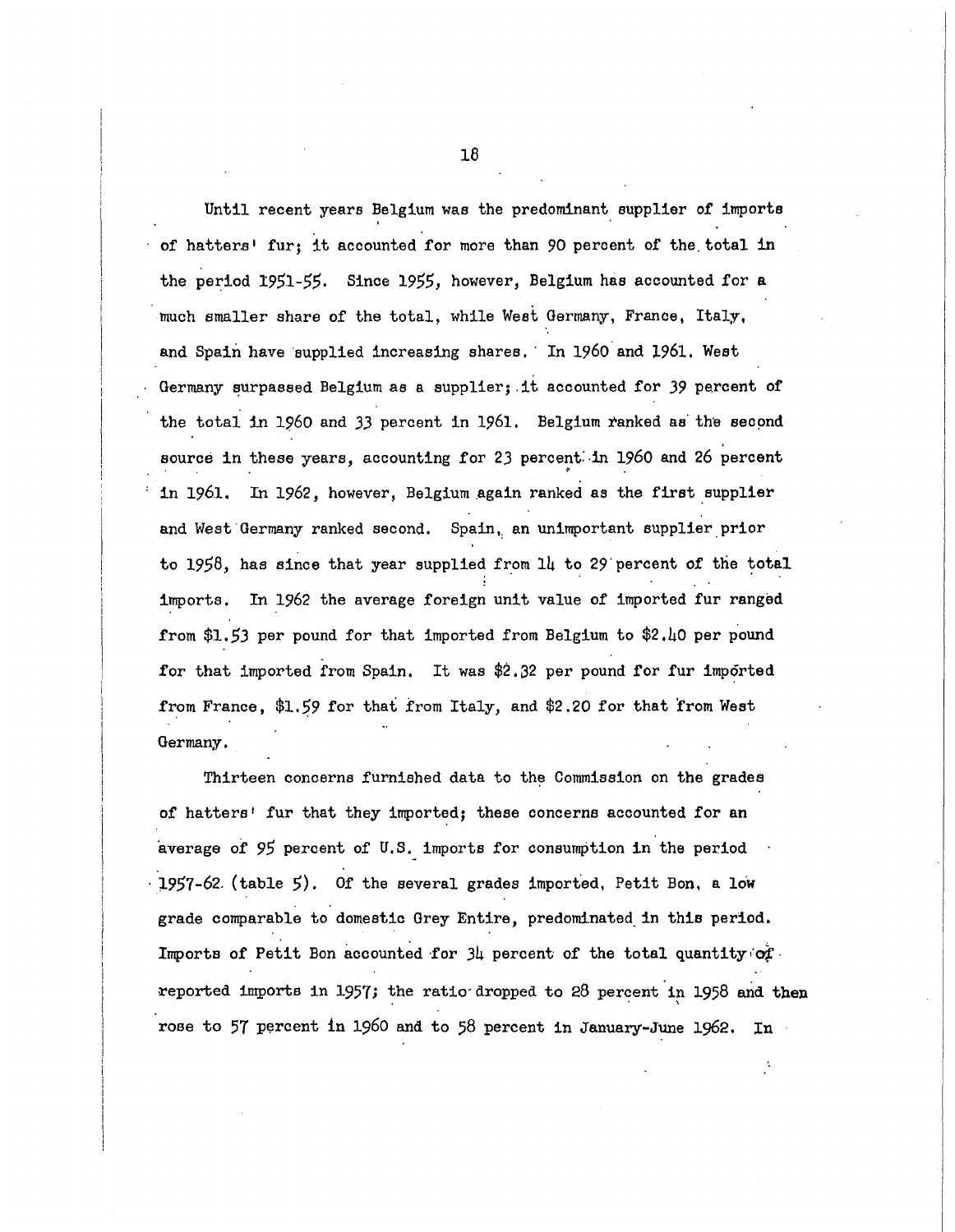Until recent years Belgium was the predominant supplier of imports of hatters' fur; it accounted for more than 90 percent of the total in the period 1951-55. Since 1955, however, Belgium has accounted for a much smaller share of the total, while West Germany, France, Italy, and Spain have supplied increasing shares. In 1960 and 1961, West Germany surpassed Belgium as a supplier; it accounted for 39 percent of the total in 1960 and 33 percent in 1961. Belgium ranked as the second source in these years, accounting for 23 percent in 1960 and 26 percent in 1961. In 1962, however, Belgium again ranked as the first supplier and West Germany ranked second. Spain, an unimportant supplier prior to 1958, has since that year supplied from 14 to 29 percent of the total imports. In 1962 the average foreign unit value of imported fur ranged from $1.53 per pound for that imported from Belgium to $2.40 per pound for that imported from Spain. It was $2.32 per pound for fur imported from France, $1.59 for that from Italy, and $2.20 for that from West Germany.

Thirteen concerns furnished data to the Commission on the grades of hatters' fur that they imported; these concerns accounted for an average of 95 percent of U.S. imports for consumption in the period 1957-62 (table 5). Of the several grades imported, Petit Bon, a low grade comparable to domestic Grey Entire, predominated in this period. Imports of Petit Bon accounted for 34 percent of the total quantity of reported imports in 1957; the ratio dropped to 28 percent in 1958 and then rose to 57 percent in 1960 and to 58 percent in January-June 1962. In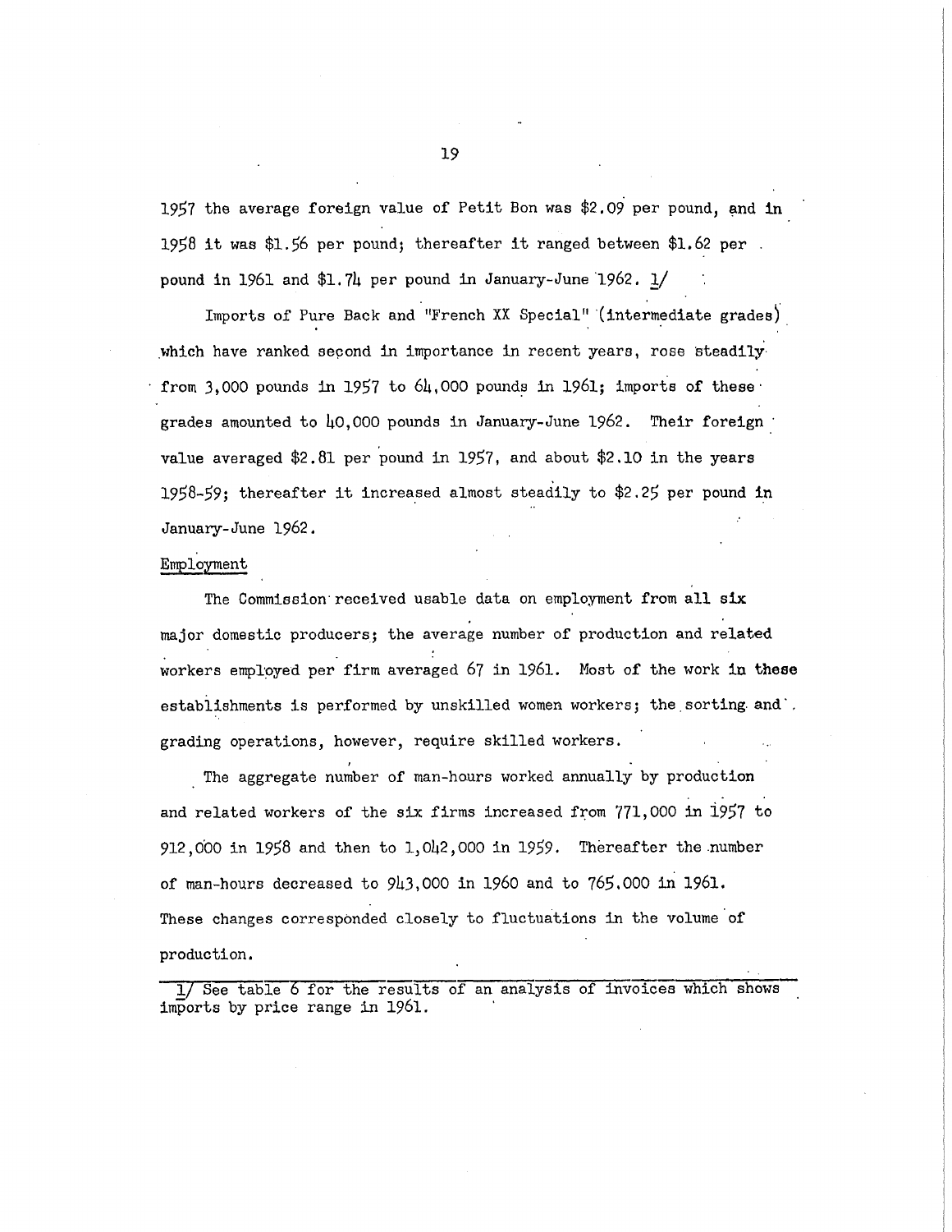1957 the average foreign value of Petit Bon was $2.09 per pound, and in 1958 it was $1.56 per pound; thereafter it ranged between $1.62 per pound in 1961 and $1.74 per pound in January-June 1962. 1/

Imports of Pure Back and "French XX Special" (intermediate grades) which have ranked second in importance in recent years, rose steadily from 3,000 pounds in 1957 to 64,000 pounds in 1961; imports of these grades amounted to 40,000 pounds in January-June 1962. Their foreign value averaged $2.81 per pound in 1957, and about $2.10 in the years 1958-59; thereafter it increased almost steadily to $2.25 per pound in January-June 1962.

## Employment

The Commission received usable data on employment from all six major domestic producers; the average number of production and related workers employed per firm averaged 67 in 1961. Most of the work in these establishments is performed by unskilled women workers; the sorting and grading operations, however, require skilled workers.

The aggregate number of man-hours worked annually by production and related workers of the six firms increased from 771,000 in 1957 to 912,000 in 1958 and then to 1,042,000 in 1959. Thereafter the number of man-hours decreased to 943,000 in 1960 and to 765,000 in 1961. These changes corresponded closely to fluctuations in the volume of production.

---

1/ See table 6 for the results of an analysis of invoices which shows imports by price range in 1961.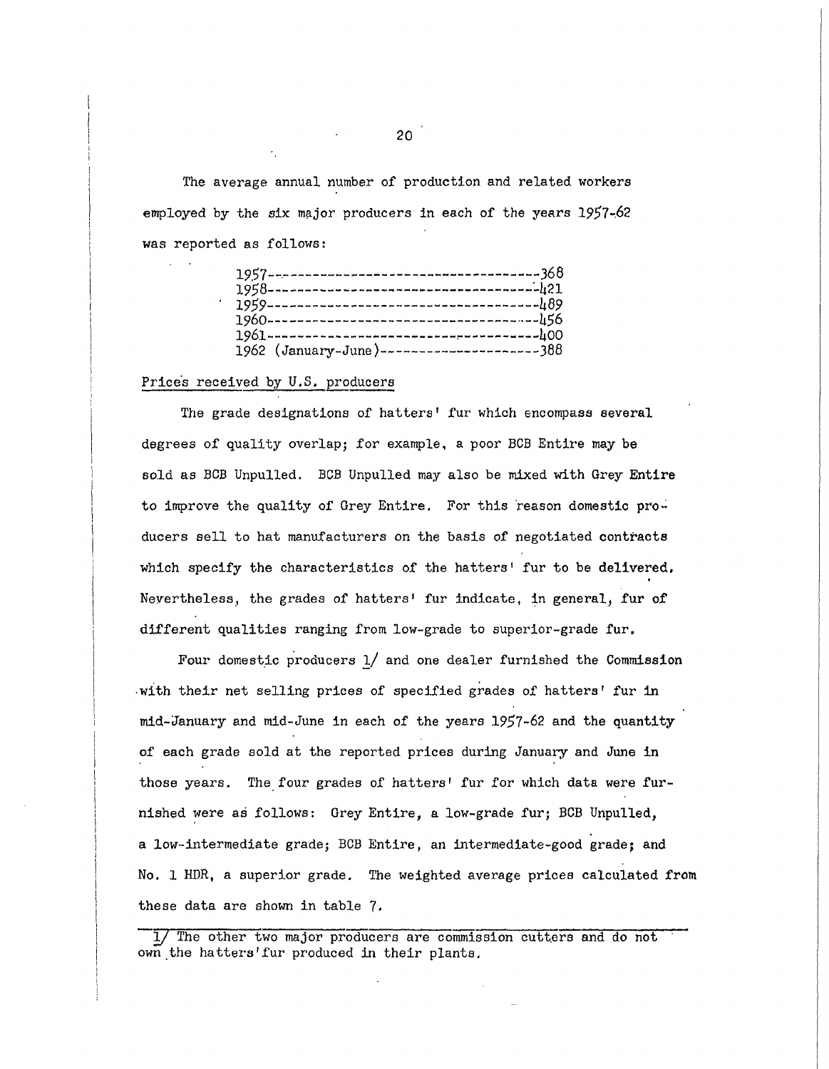The average annual number of production and related workers employed by the six major producers in each of the years 1957-62 was reported as follows:

| Year | Workers |
|---|---|
| 1957 | 368 |
| 1958 | 421 |
| 1959 | 489 |
| 1960 | 456 |
| 1961 | 400 |
| 1962 (January-June) | 388 |

Prices received by U.S. producers

The grade designations of hatters' fur which encompass several degrees of quality overlap; for example, a poor BCB Entire may be sold as BCB Unpulled. BCB Unpulled may also be mixed with Grey Entire to improve the quality of Grey Entire. For this reason domestic producers sell to hat manufacturers on the basis of negotiated contracts which specify the characteristics of the hatters' fur to be delivered. Nevertheless, the grades of hatters' fur indicate, in general, fur of different qualities ranging from low-grade to superior-grade fur.

Four domestic producers 1/ and one dealer furnished the Commission with their net selling prices of specified grades of hatters' fur in mid-January and mid-June in each of the years 1957-62 and the quantity of each grade sold at the reported prices during January and June in those years. The four grades of hatters' fur for which data were furnished were as follows: Grey Entire, a low-grade fur; BCB Unpulled, a low-intermediate grade; BCB Entire, an intermediate-good grade; and No. 1 HDR, a superior grade. The weighted average prices calculated from these data are shown in table 7.

1/ The other two major producers are commission cutters and do not own the hatters' fur produced in their plants.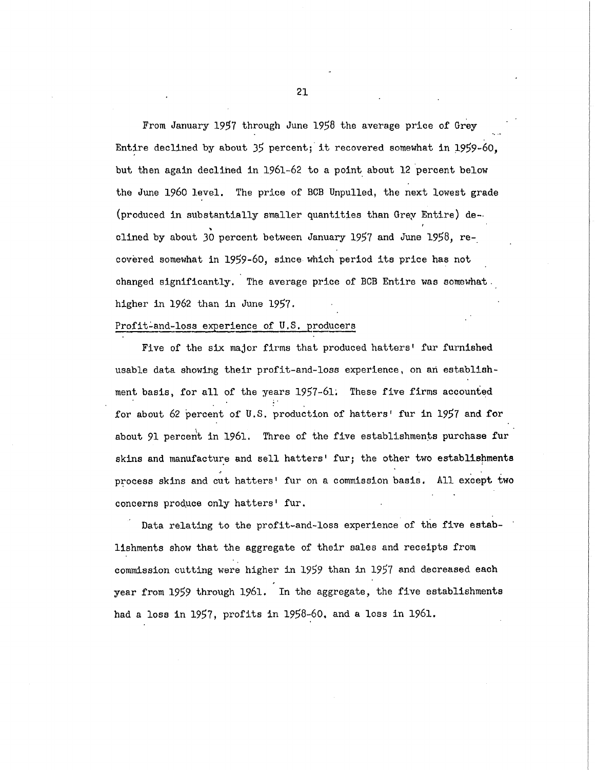From January 1957 through June 1958 the average price of Grey Entire declined by about 35 percent; it recovered somewhat in 1959-60, but then again declined in 1961-62 to a point about 12 percent below the June 1960 level. The price of BCB Unpulled, the next lowest grade (produced in substantially smaller quantities than Grey Entire) declined by about 30 percent between January 1957 and June 1958, recovered somewhat in 1959-60, since which period its price has not changed significantly. The average price of BCB Entire was somewhat higher in 1962 than in June 1957.

Profit-and-loss experience of U.S. producers

Five of the six major firms that produced hatters' fur furnished usable data showing their profit-and-loss experience, on an establishment basis, for all of the years 1957-61. These five firms accounted for about 62 percent of U.S. production of hatters' fur in 1957 and for about 91 percent in 1961. Three of the five establishments purchase fur skins and manufacture and sell hatters' fur; the other two establishments process skins and cut hatters' fur on a commission basis. All except two concerns produce only hatters' fur.

Data relating to the profit-and-loss experience of the five establishments show that the aggregate of their sales and receipts from commission cutting were higher in 1959 than in 1957 and decreased each year from 1959 through 1961. In the aggregate, the five establishments had a loss in 1957, profits in 1958-60, and a loss in 1961.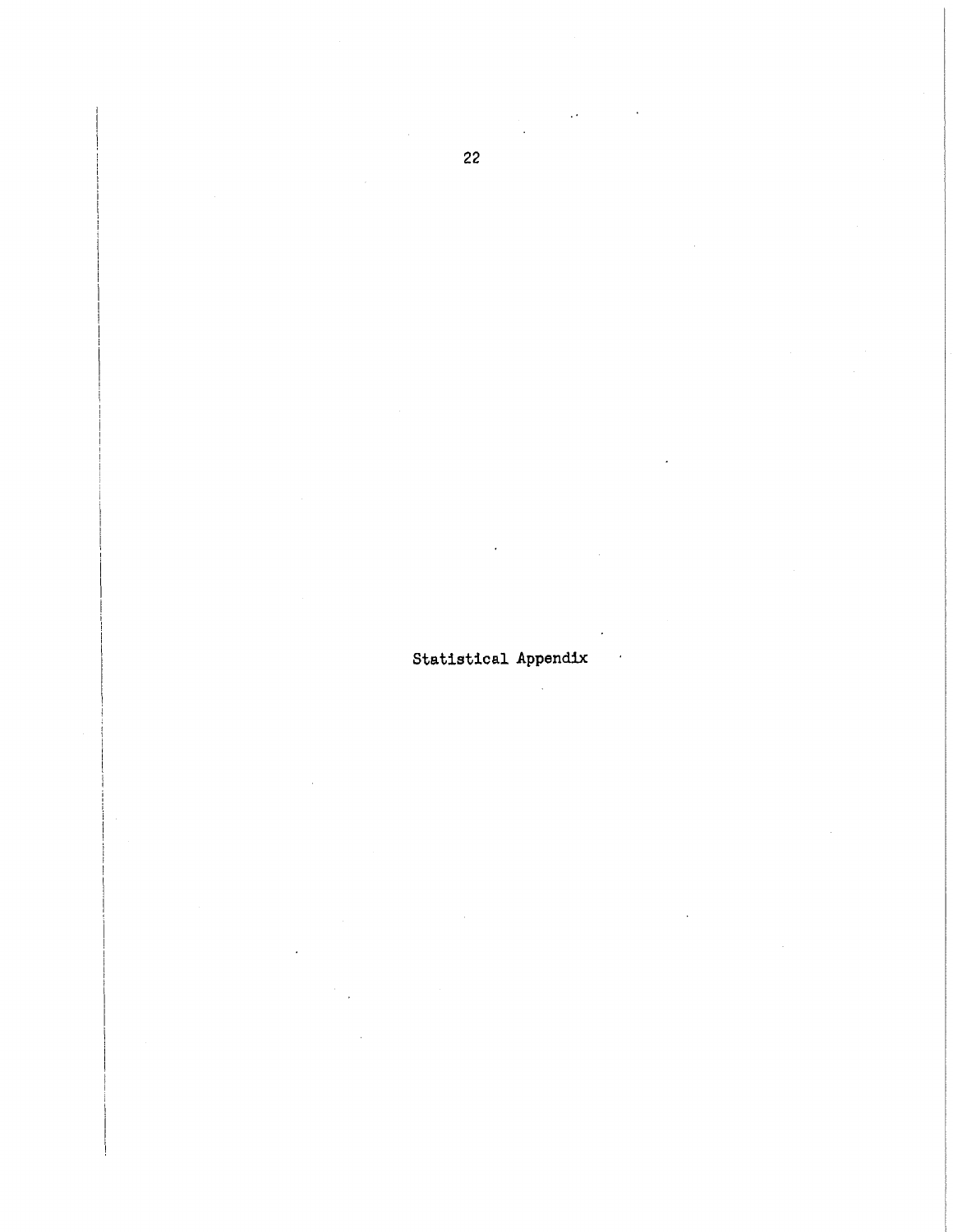# Statistical Appendix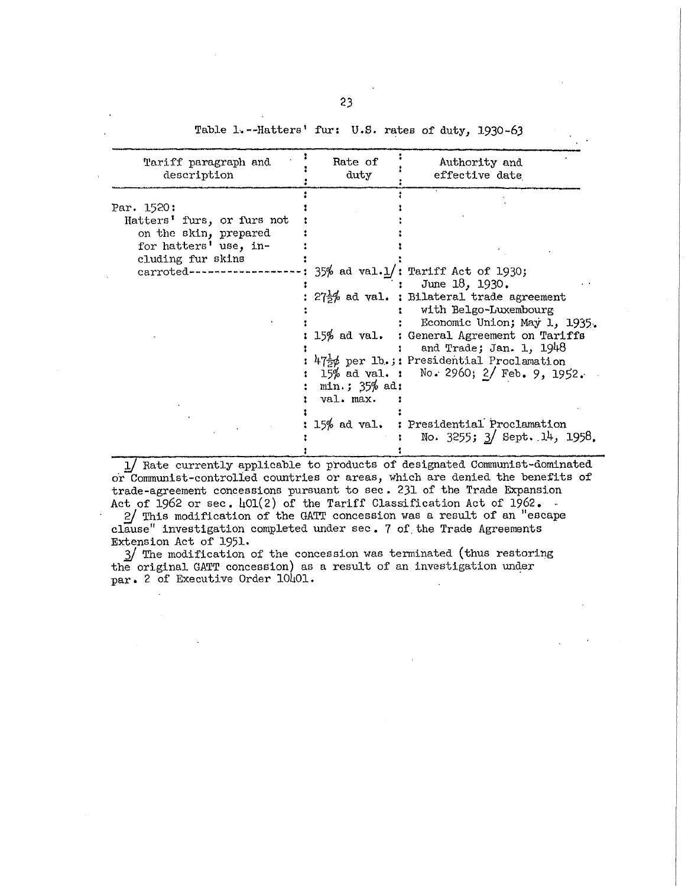Table 1.--Hatters' fur: U.S. rates of duty, 1930-63

| Tariff paragraph and description | Rate of duty | Authority and effective date |
|---|---|---|
| Par. 1520: Hatters' furs, or furs not on the skin, prepared for hatters' use, including fur skins carroted | 35% ad val.1/ | Tariff Act of 1930; June 18, 1930. |
| | 27½% ad val. | Bilateral trade agreement with Belgo-Luxembourg Economic Union; May 1, 1935. |
| | 15% ad val. | General Agreement on Tariffs and Trade; Jan. 1, 1948 |
| | 47½¢ per lb.; 15% ad val. min.; 35% ad val. max. | Presidential Proclamation No. 2960; 2/ Feb. 9, 1952. |
| | 15% ad val. | Presidential Proclamation No. 3255; 3/ Sept. 14, 1958. |

1/ Rate currently applicable to products of designated Communist-dominated or Communist-controlled countries or areas, which are denied the benefits of trade-agreement concessions pursuant to sec. 231 of the Trade Expansion Act of 1962 or sec. 401(2) of the Tariff Classification Act of 1962.

2/ This modification of the GATT concession was a result of an "escape clause" investigation completed under sec. 7 of the Trade Agreements Extension Act of 1951.

3/ The modification of the concession was terminated (thus restoring the original GATT concession) as a result of an investigation under par. 2 of Executive Order 10401.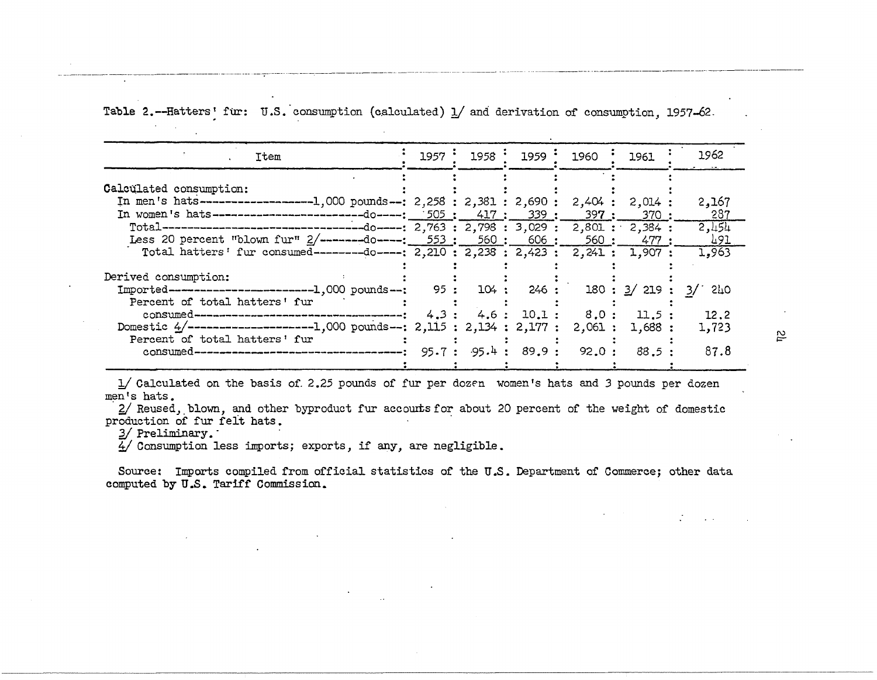Table 2.--Hatters' fur: U.S. consumption (calculated) 1/ and derivation of consumption, 1957-62.

| Item | 1957 | 1958 | 1959 | 1960 | 1961 | 1962 |
|---|---|---|---|---|---|---|
| Calculated consumption: | | | | | | |
| In men's hats-------------------1,000 pounds--- | 2,258 | 2,381 | 2,690 | 2,404 | 2,014 | 2,167 |
| In women's hats---------------------------do---- | 505 | 417 | 339 | 397 | 370 | 287 |
| Total----------------------------------do---- | 2,763 | 2,798 | 3,029 | 2,801 | 2,384 | 2,454 |
| Less 20 percent "blown fur" 2/--------do---- | 553 | 560 | 606 | 560 | 477 | 491 |
| Total hatters' fur consumed---------do---- | 2,210 | 2,238 | 2,423 | 2,241 | 1,907 | 1,963 |
| Derived consumption: | | | | | | |
| Imported-------------------------1,000 pounds-- | 95 | 104 | 246 | 180 | 3/ 219 | 3/ 240 |
| Percent of total hatters' fur consumed------------------------------------ | 4.3 | 4.6 | 10.1 | 8.0 | 11.5 | 12.2 |
| Domestic 4/---------------------1,000 pounds-- | 2,115 | 2,134 | 2,177 | 2,061 | 1,688 | 1,723 |
| Percent of total hatters' fur consumed------------------------------------ | 95.7 | 95.4 | 89.9 | 92.0 | 88.5 | 87.8 |

1/ Calculated on the basis of 2.25 pounds of fur per dozen women's hats and 3 pounds per dozen men's hats.

2/ Reused, blown, and other byproduct fur accounts for about 20 percent of the weight of domestic production of fur felt hats.

3/ Preliminary.

4/ Consumption less imports; exports, if any, are negligible.

Source: Imports compiled from official statistics of the U.S. Department of Commerce; other data computed by U.S. Tariff Commission.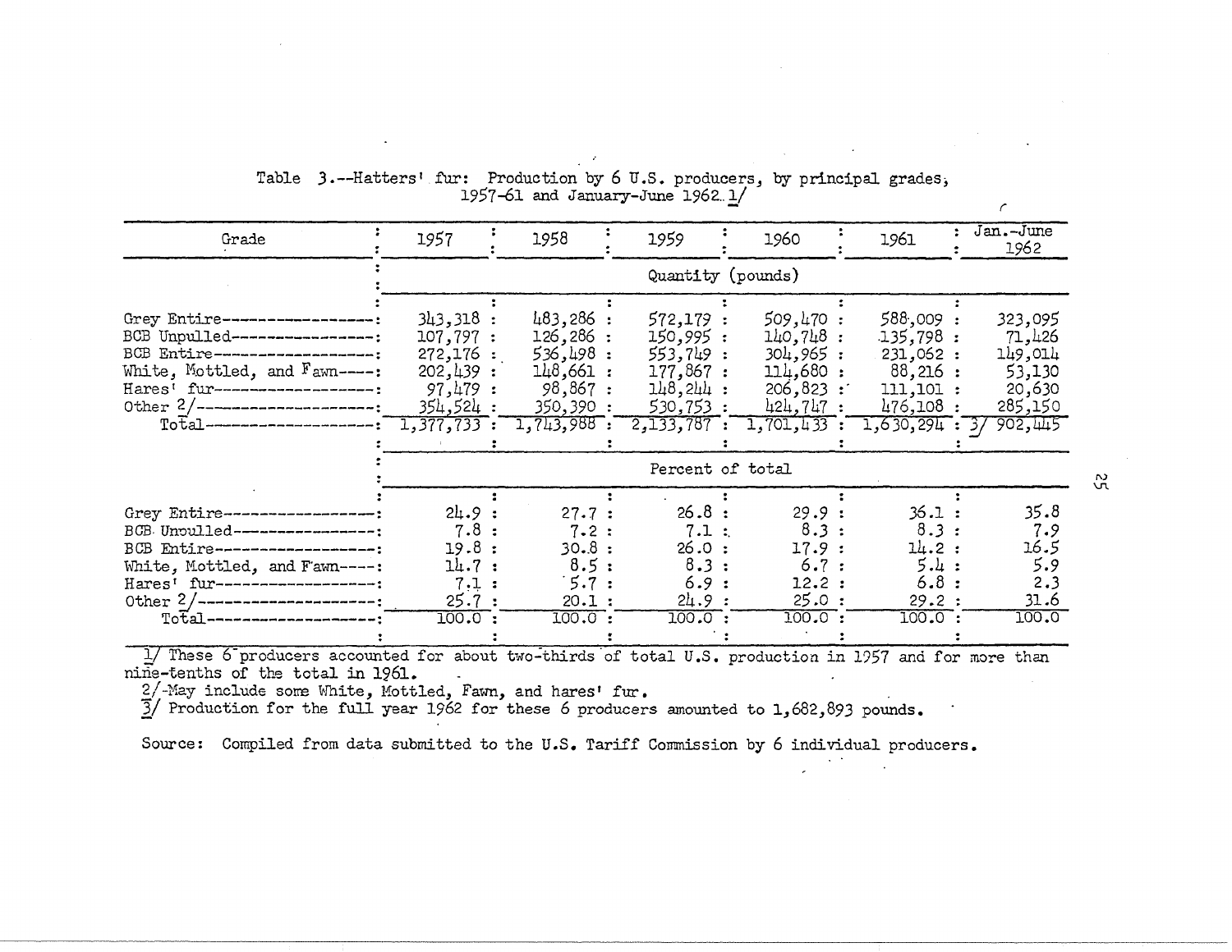Table 3.--Hatters' fur: Production by 6 U.S. producers, by principal grades, 1957-61 and January-June 1962 1/

| Grade | 1957 | 1958 | 1959 | 1960 | 1961 | Jan.-June 1962 |
|---|---|---|---|---|---|---|
| | Quantity (pounds) | | | | | |
| Grey Entire | 343,318 | 483,286 | 572,179 | 509,470 | 588,009 | 323,095 |
| BCB Unpulled | 107,797 | 126,286 | 150,995 | 140,748 | 135,798 | 71,426 |
| BCB Entire | 272,176 | 536,498 | 553,749 | 304,965 | 231,062 | 149,014 |
| White, Mottled, and Fawn | 202,439 | 148,661 | 177,867 | 114,680 | 88,216 | 53,130 |
| Hares' fur | 97,479 | 98,867 | 148,244 | 206,823 | 111,101 | 20,630 |
| Other 2/ | 354,524 | 350,390 | 530,753 | 424,747 | 476,108 | 285,150 |
| Total | 1,377,733 | 1,743,988 | 2,133,787 | 1,701,433 | 1,630,294 | 3/ 902,445 |
| | Percent of total | | | | | |
| Grey Entire | 24.9 | 27.7 | 26.8 | 29.9 | 36.1 | 35.8 |
| BCB Unpulled | 7.8 | 7.2 | 7.1 | 8.3 | 8.3 | 7.9 |
| BCB Entire | 19.8 | 30.8 | 26.0 | 17.9 | 14.2 | 16.5 |
| White, Mottled, and Fawn | 14.7 | 8.5 | 8.3 | 6.7 | 5.4 | 5.9 |
| Hares' fur | 7.1 | 5.7 | 6.9 | 12.2 | 6.8 | 2.3 |
| Other 2/ | 25.7 | 20.1 | 24.9 | 25.0 | 29.2 | 31.6 |
| Total | 100.0 | 100.0 | 100.0 | 100.0 | 100.0 | 100.0 |

1/ These 6 producers accounted for about two-thirds of total U.S. production in 1957 and for more than nine-tenths of the total in 1961.

2/ May include some White, Mottled, Fawn, and hares' fur.

3/ Production for the full year 1962 for these 6 producers amounted to 1,682,893 pounds.

Source: Compiled from data submitted to the U.S. Tariff Commission by 6 individual producers.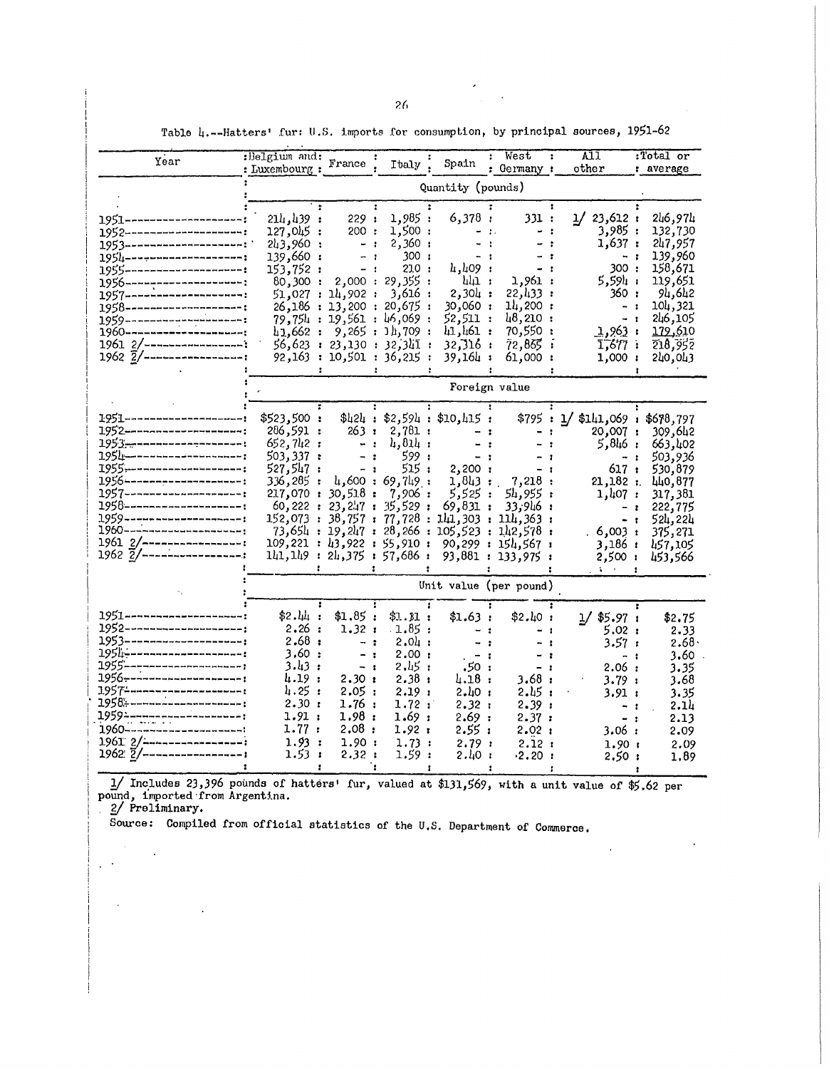Table 4.--Hatters' fur: U.S. imports for consumption, by principal sources, 1951-62

| Year | Belgium and Luxembourg | France | Italy | Spain | West Germany | All other | Total or average |
|---|---|---|---|---|---|---|---|
| | Quantity (pounds) | | | | | | |
| 1951 | 214,439 | 229 | 1,985 | 6,378 | 331 | 1/ 23,612 | 246,974 |
| 1952 | 127,045 | 200 | 1,500 | - | - | 3,985 | 132,730 |
| 1953 | 243,960 | - | 2,360 | - | - | 1,637 | 247,957 |
| 1954 | 139,660 | - | 300 | - | - | - | 139,960 |
| 1955 | 153,752 | - | 210 | 4,409 | - | 300 | 158,671 |
| 1956 | 80,300 | 2,000 | 29,355 | 441 | 1,961 | 5,594 | 119,651 |
| 1957 | 51,027 | 14,902 | 3,616 | 2,304 | 22,433 | 360 | 94,642 |
| 1958 | 26,186 | 13,200 | 20,675 | 30,060 | 14,200 | - | 104,321 |
| 1959 | 79,754 | 19,561 | 46,069 | 52,511 | 48,210 | - | 246,105 |
| 1960 | 41,662 | 9,265 | 14,709 | 41,461 | 70,550 | 1,963 | 179,610 |
| 1961 2/ | 56,623 | 23,130 | 32,341 | 32,316 | 72,865 | 1,677 | 218,952 |
| 1962 2/ | 92,163 | 10,501 | 36,215 | 39,164 | 61,000 | 1,000 | 240,043 |
| | Foreign value | | | | | | |
| 1951 | $523,500 | $424 | $2,594 | $10,415 | $795 | 1/ $141,069 | $678,797 |
| 1952 | 286,591 | 263 | 2,781 | - | - | 20,007 | 309,642 |
| 1953 | 652,742 | - | 4,814 | - | - | 5,846 | 663,402 |
| 1954 | 503,337 | - | 599 | - | - | - | 503,936 |
| 1955 | 527,547 | - | 515 | 2,200 | - | 617 | 530,879 |
| 1956 | 336,285 | 4,600 | 69,749 | 1,843 | 7,218 | 21,182 | 440,877 |
| 1957 | 217,070 | 30,518 | 7,906 | 5,525 | 54,955 | 1,407 | 317,381 |
| 1958 | 60,222 | 23,247 | 35,529 | 69,831 | 33,946 | - | 222,775 |
| 1959 | 152,073 | 38,757 | 77,728 | 141,303 | 114,363 | - | 524,224 |
| 1960 | 73,654 | 19,247 | 28,266 | 105,523 | 142,578 | 6,003 | 375,271 |
| 1961 2/ | 109,221 | 43,922 | 55,910 | 90,299 | 154,567 | 3,186 | 457,105 |
| 1962 2/ | 141,149 | 24,375 | 57,686 | 93,881 | 133,975 | 2,500 | 453,566 |
| | Unit value (per pound) | | | | | | |
| 1951 | $2.44 | $1.85 | $1.31 | $1.63 | $2.40 | 1/ $5.97 | $2.75 |
| 1952 | 2.26 | 1.32 | 1.85 | - | - | 5.02 | 2.33 |
| 1953 | 2.68 | - | 2.04 | - | - | 3.57 | 2.68 |
| 1954 | 3.60 | - | 2.00 | - | - | - | 3.60 |
| 1955 | 3.43 | - | 2.45 | .50 | - | 2.06 | 3.35 |
| 1956 | 4.19 | 2.30 | 2.38 | 4.18 | 3.68 | 3.79 | 3.68 |
| 1957 | 4.25 | 2.05 | 2.19 | 2.40 | 2.45 | 3.91 | 3.35 |
| 1958 | 2.30 | 1.76 | 1.72 | 2.32 | 2.39 | - | 2.14 |
| 1959 | 1.91 | 1.98 | 1.69 | 2.69 | 2.37 | - | 2.13 |
| 1960 | 1.77 | 2.08 | 1.92 | 2.55 | 2.02 | 3.06 | 2.09 |
| 1961 2/ | 1.93 | 1.90 | 1.73 | 2.79 | 2.12 | 1.90 | 2.09 |
| 1962 2/ | 1.53 | 2.32 | 1.59 | 2.40 | 2.20 | 2.50 | 1.89 |

1/ Includes 23,396 pounds of hatters' fur, valued at $131,569, with a unit value of $5.62 per pound, imported from Argentina.

2/ Preliminary.

Source: Compiled from official statistics of the U.S. Department of Commerce.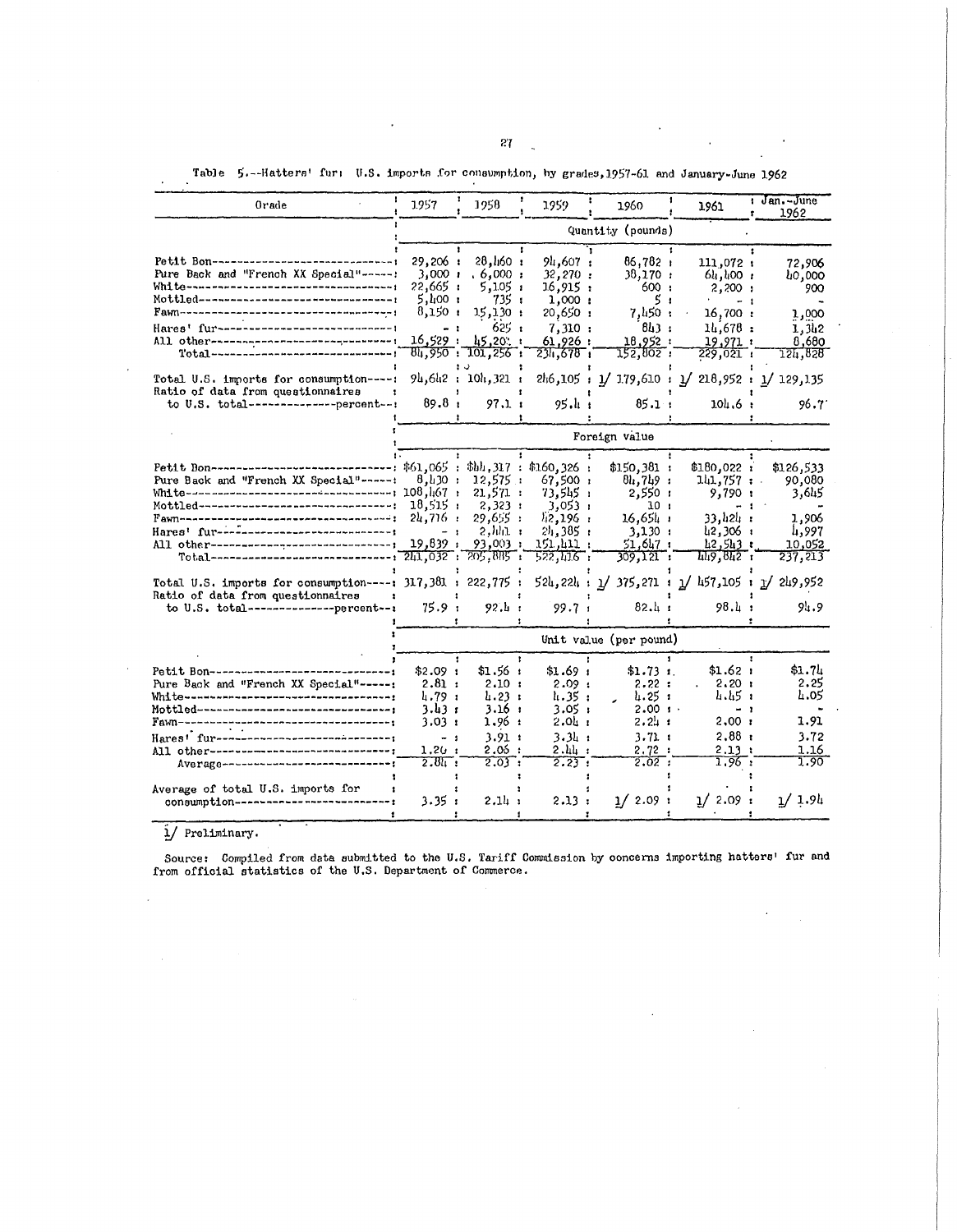Table 5.--Hatters' fur: U.S. imports for consumption, by grades, 1957-61 and January-June 1962

| Grade | 1957 | 1958 | 1959 | 1960 | 1961 | Jan.-June 1962 |
|---|---|---|---|---|---|---|
| | Quantity (pounds) | | | | | |
| Petit Bon | 29,206 | 28,460 | 94,607 | 86,782 | 111,072 | 72,906 |
| Pure Back and "French XX Special" | 3,000 | 6,000 | 32,270 | 38,170 | 64,400 | 40,000 |
| White | 22,665 | 5,105 | 16,915 | 600 | 2,200 | 900 |
| Mottled | 5,400 | 735 | 1,000 | 5 | - | - |
| Fawn | 8,150 | 15,130 | 20,650 | 7,450 | 16,700 | 1,000 |
| Hares' fur | - | 625 | 7,310 | 843 | 14,678 | 1,342 |
| All other | 16,529 | 45,201 | 61,926 | 18,952 | 19,971 | 8,680 |
| Total | 84,950 | 101,256 | 234,678 | 152,802 | 229,021 | 124,828 |
| Total U.S. imports for consumption | 94,642 | 104,321 | 246,105 | 1/ 179,610 | 1/ 218,952 | 1/ 129,135 |
| Ratio of data from questionnaires to U.S. total----percent | 89.8 | 97.1 | 95.4 | 85.1 | 104.6 | 96.7 |
| | Foreign value | | | | | |
| Petit Bon | $61,065 | $44,317 | $160,326 | $150,381 | $180,022 | $126,533 |
| Pure Back and "French XX Special" | 8,430 | 12,575 | 67,500 | 84,749 | 141,757 | 90,080 |
| White | 108,467 | 21,571 | 73,545 | 2,550 | 9,790 | 3,645 |
| Mottled | 18,515 | 2,323 | 3,053 | 10 | - | - |
| Fawn | 24,716 | 29,655 | 42,196 | 16,654 | 33,424 | 1,906 |
| Hares' fur | - | 2,441 | 24,385 | 3,130 | 42,306 | 4,997 |
| All other | 19,839 | 93,003 | 151,411 | 51,647 | 42,543 | 10,052 |
| Total | 241,032 | 205,885 | 522,416 | 309,121 | 449,842 | 237,213 |
| Total U.S. imports for consumption | 317,381 | 222,775 | 524,224 | 1/ 375,271 | 1/ 457,105 | 1/ 249,952 |
| Ratio of data from questionnaires to U.S. total----percent | 75.9 | 92.4 | 99.7 | 82.4 | 98.4 | 94.9 |
| | Unit value (per pound) | | | | | |
| Petit Bon | $2.09 | $1.56 | $1.69 | $1.73 | $1.62 | $1.74 |
| Pure Back and "French XX Special" | 2.81 | 2.10 | 2.09 | 2.22 | 2.20 | 2.25 |
| White | 4.79 | 4.23 | 4.35 | 4.25 | 4.45 | 4.05 |
| Mottled | 3.43 | 3.16 | 3.05 | 2.00 | - | - |
| Fawn | 3.03 | 1.96 | 2.04 | 2.24 | 2.00 | 1.91 |
| Hares' fur | - | 3.91 | 3.34 | 3.71 | 2.88 | 3.72 |
| All other | 1.20 | 2.06 | 2.44 | 2.72 | 2.13 | 1.16 |
| Average | 2.84 | 2.03 | 2.23 | 2.02 | 1.96 | 1.90 |
| Average of total U.S. imports for consumption | 3.35 | 2.14 | 2.13 | 1/ 2.09 | 1/ 2.09 | 1/ 1.94 |

1/ Preliminary.

Source: Compiled from data submitted to the U.S. Tariff Commission by concerns importing hatters' fur and from official statistics of the U.S. Department of Commerce.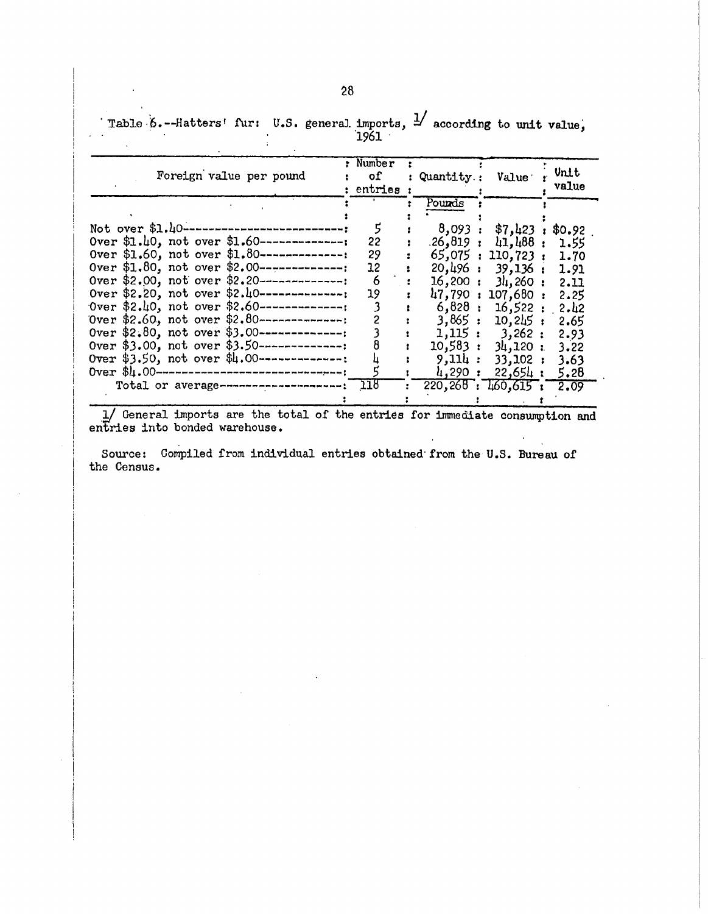Table 6.--Hatters' fur: U.S. general imports, [1] according to unit value, 1961

| Foreign value per pound | Number of entries | Quantity | Value | Unit value |
|---|---|---|---|---|
| | | Pounds | | |
| Not over $1.40 | 5 | 8,093 | $7,423 | $0.92 |
| Over $1.40, not over $1.60 | 22 | 26,819 | 41,488 | 1.55 |
| Over $1.60, not over $1.80 | 29 | 65,075 | 110,723 | 1.70 |
| Over $1.80, not over $2.00 | 12 | 20,496 | 39,136 | 1.91 |
| Over $2.00, not over $2.20 | 6 | 16,200 | 34,260 | 2.11 |
| Over $2.20, not over $2.40 | 19 | 47,790 | 107,680 | 2.25 |
| Over $2.40, not over $2.60 | 3 | 6,828 | 16,522 | 2.42 |
| Over $2.60, not over $2.80 | 2 | 3,865 | 10,245 | 2.65 |
| Over $2.80, not over $3.00 | 3 | 1,115 | 3,262 | 2.93 |
| Over $3.00, not over $3.50 | 8 | 10,583 | 34,120 | 3.22 |
| Over $3.50, not over $4.00 | 4 | 9,114 | 33,102 | 3.63 |
| Over $4.00 | 5 | 4,290 | 22,654 | 5.28 |
| Total or average | 118 | 220,268 | 460,615 | 2.09 |

1/ General imports are the total of the entries for immediate consumption and entries into bonded warehouse.

Source: Compiled from individual entries obtained from the U.S. Bureau of the Census.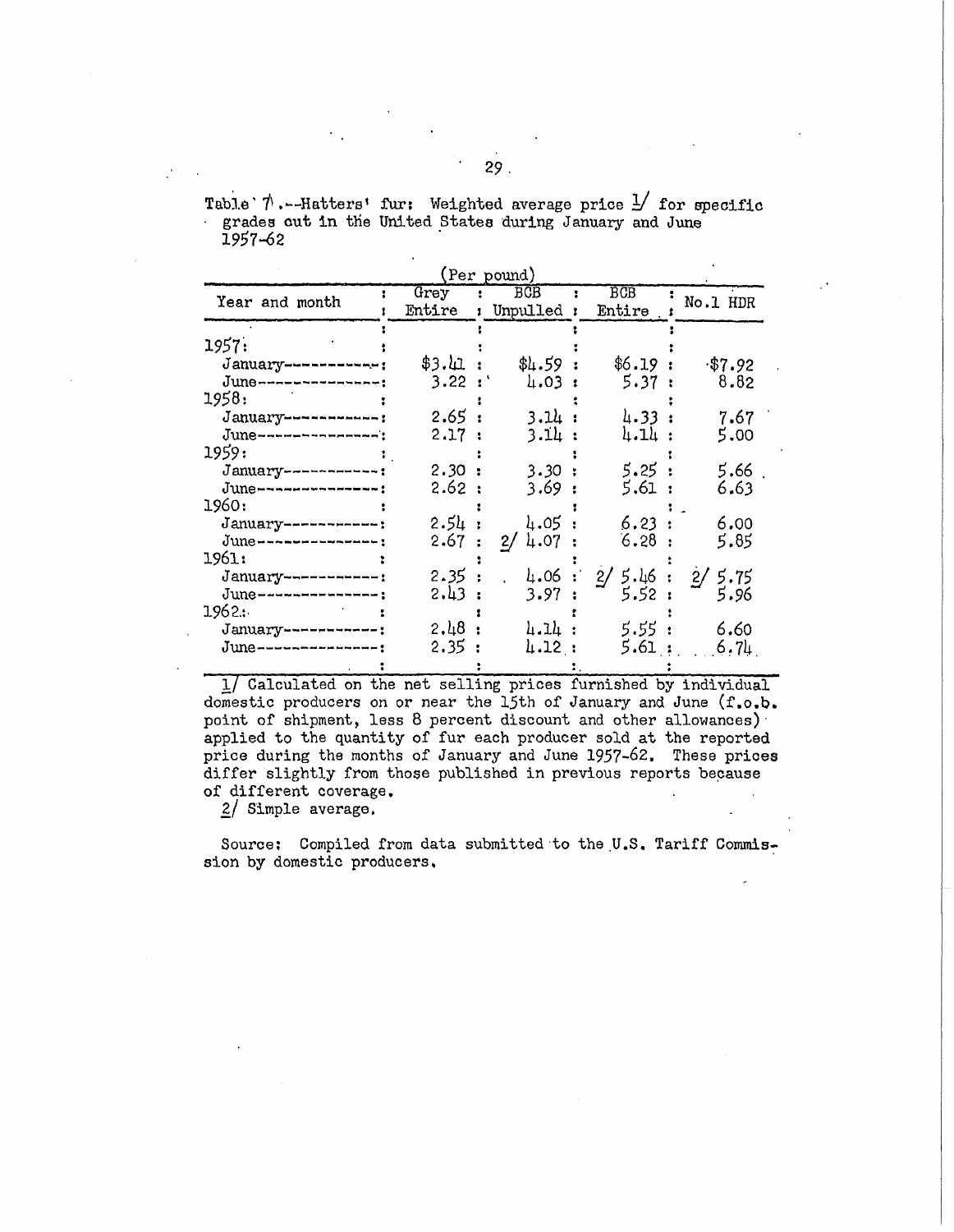Table 7.--Hatters' fur: Weighted average price 1/ for specific grades cut in the United States during January and June 1957-62

(Per pound)

| Year and month | Grey Entire | BCB Unpulled | BCB Entire | No.1 HDR |
|---|---|---|---|---|
| 1957: | | | | |
| January | $3.41 | $4.59 | $6.19 | $7.92 |
| June | 3.22 | 4.03 | 5.37 | 8.82 |
| 1958: | | | | |
| January | 2.65 | 3.14 | 4.33 | 7.67 |
| June | 2.17 | 3.14 | 4.14 | 5.00 |
| 1959: | | | | |
| January | 2.30 | 3.30 | 5.25 | 5.66 |
| June | 2.62 | 3.69 | 5.61 | 6.63 |
| 1960: | | | | |
| January | 2.54 | 4.05 | 6.23 | 6.00 |
| June | 2.67 | 2/ 4.07 | 6.28 | 5.85 |
| 1961: | | | | |
| January | 2.35 | 4.06 | 2/ 5.46 | 2/ 5.75 |
| June | 2.43 | 3.97 | 5.52 | 5.96 |
| 1962: | | | | |
| January | 2.48 | 4.14 | 5.55 | 6.60 |
| June | 2.35 | 4.12 | 5.61 | 6.74 |

1/ Calculated on the net selling prices furnished by individual domestic producers on or near the 15th of January and June (f.o.b. point of shipment, less 8 percent discount and other allowances) applied to the quantity of fur each producer sold at the reported price during the months of January and June 1957-62. These prices differ slightly from those published in previous reports because of different coverage.

2/ Simple average.

Source: Compiled from data submitted to the U.S. Tariff Commission by domestic producers.